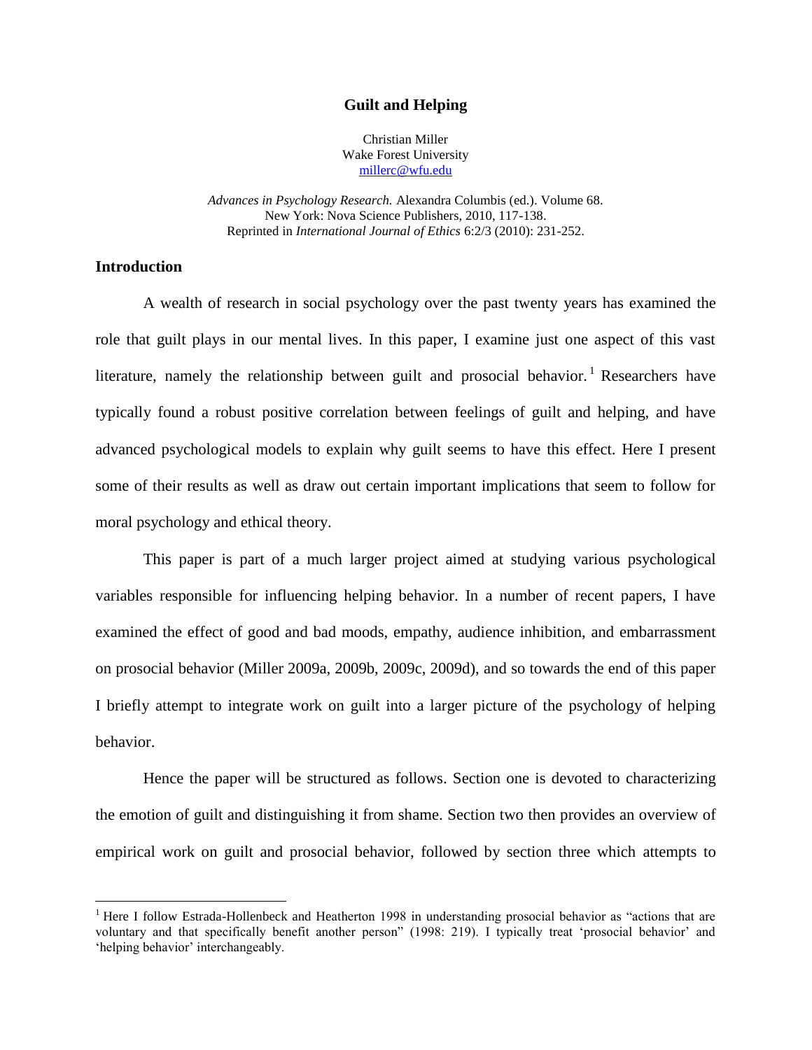# Guilt and Helping

Christian Miller
Wake Forest University
millerc@wfu.edu

*Advances in Psychology Research.* Alexandra Columbis (ed.). Volume 68.
New York: Nova Science Publishers, 2010, 117-138.
Reprinted in *International Journal of Ethics* 6:2/3 (2010): 231-252.

## Introduction

A wealth of research in social psychology over the past twenty years has examined the role that guilt plays in our mental lives. In this paper, I examine just one aspect of this vast literature, namely the relationship between guilt and prosocial behavior.[1] Researchers have typically found a robust positive correlation between feelings of guilt and helping, and have advanced psychological models to explain why guilt seems to have this effect. Here I present some of their results as well as draw out certain important implications that seem to follow for moral psychology and ethical theory.

This paper is part of a much larger project aimed at studying various psychological variables responsible for influencing helping behavior. In a number of recent papers, I have examined the effect of good and bad moods, empathy, audience inhibition, and embarrassment on prosocial behavior (Miller 2009a, 2009b, 2009c, 2009d), and so towards the end of this paper I briefly attempt to integrate work on guilt into a larger picture of the psychology of helping behavior.

Hence the paper will be structured as follows. Section one is devoted to characterizing the emotion of guilt and distinguishing it from shame. Section two then provides an overview of empirical work on guilt and prosocial behavior, followed by section three which attempts to

[1] Here I follow Estrada-Hollenbeck and Heatherton 1998 in understanding prosocial behavior as "actions that are voluntary and that specifically benefit another person" (1998: 219). I typically treat 'prosocial behavior' and 'helping behavior' interchangeably.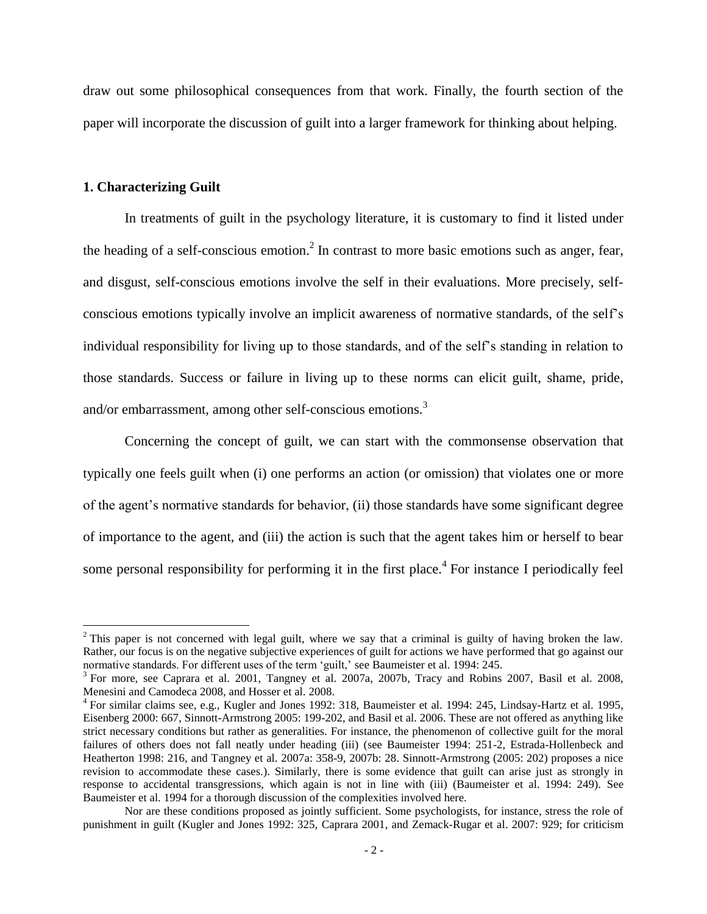draw out some philosophical consequences from that work. Finally, the fourth section of the paper will incorporate the discussion of guilt into a larger framework for thinking about helping.

### 1. Characterizing Guilt

In treatments of guilt in the psychology literature, it is customary to find it listed under the heading of a self-conscious emotion.[2] In contrast to more basic emotions such as anger, fear, and disgust, self-conscious emotions involve the self in their evaluations. More precisely, self-conscious emotions typically involve an implicit awareness of normative standards, of the self's individual responsibility for living up to those standards, and of the self's standing in relation to those standards. Success or failure in living up to these norms can elicit guilt, shame, pride, and/or embarrassment, among other self-conscious emotions.[3]

Concerning the concept of guilt, we can start with the commonsense observation that typically one feels guilt when (i) one performs an action (or omission) that violates one or more of the agent's normative standards for behavior, (ii) those standards have some significant degree of importance to the agent, and (iii) the action is such that the agent takes him or herself to bear some personal responsibility for performing it in the first place.[4] For instance I periodically feel

---

[2] This paper is not concerned with legal guilt, where we say that a criminal is guilty of having broken the law. Rather, our focus is on the negative subjective experiences of guilt for actions we have performed that go against our normative standards. For different uses of the term 'guilt,' see Baumeister et al. 1994: 245.

[3] For more, see Caprara et al. 2001, Tangney et al. 2007a, 2007b, Tracy and Robins 2007, Basil et al. 2008, Menesini and Camodeca 2008, and Hosser et al. 2008.

[4] For similar claims see, e.g., Kugler and Jones 1992: 318, Baumeister et al. 1994: 245, Lindsay-Hartz et al. 1995, Eisenberg 2000: 667, Sinnott-Armstrong 2005: 199-202, and Basil et al. 2006. These are not offered as anything like strict necessary conditions but rather as generalities. For instance, the phenomenon of collective guilt for the moral failures of others does not fall neatly under heading (iii) (see Baumeister 1994: 251-2, Estrada-Hollenbeck and Heatherton 1998: 216, and Tangney et al. 2007a: 358-9, 2007b: 28. Sinnott-Armstrong (2005: 202) proposes a nice revision to accommodate these cases.). Similarly, there is some evidence that guilt can arise just as strongly in response to accidental transgressions, which again is not in line with (iii) (Baumeister et al. 1994: 249). See Baumeister et al. 1994 for a thorough discussion of the complexities involved here.

Nor are these conditions proposed as jointly sufficient. Some psychologists, for instance, stress the role of punishment in guilt (Kugler and Jones 1992: 325, Caprara 2001, and Zemack-Rugar et al. 2007: 929; for criticism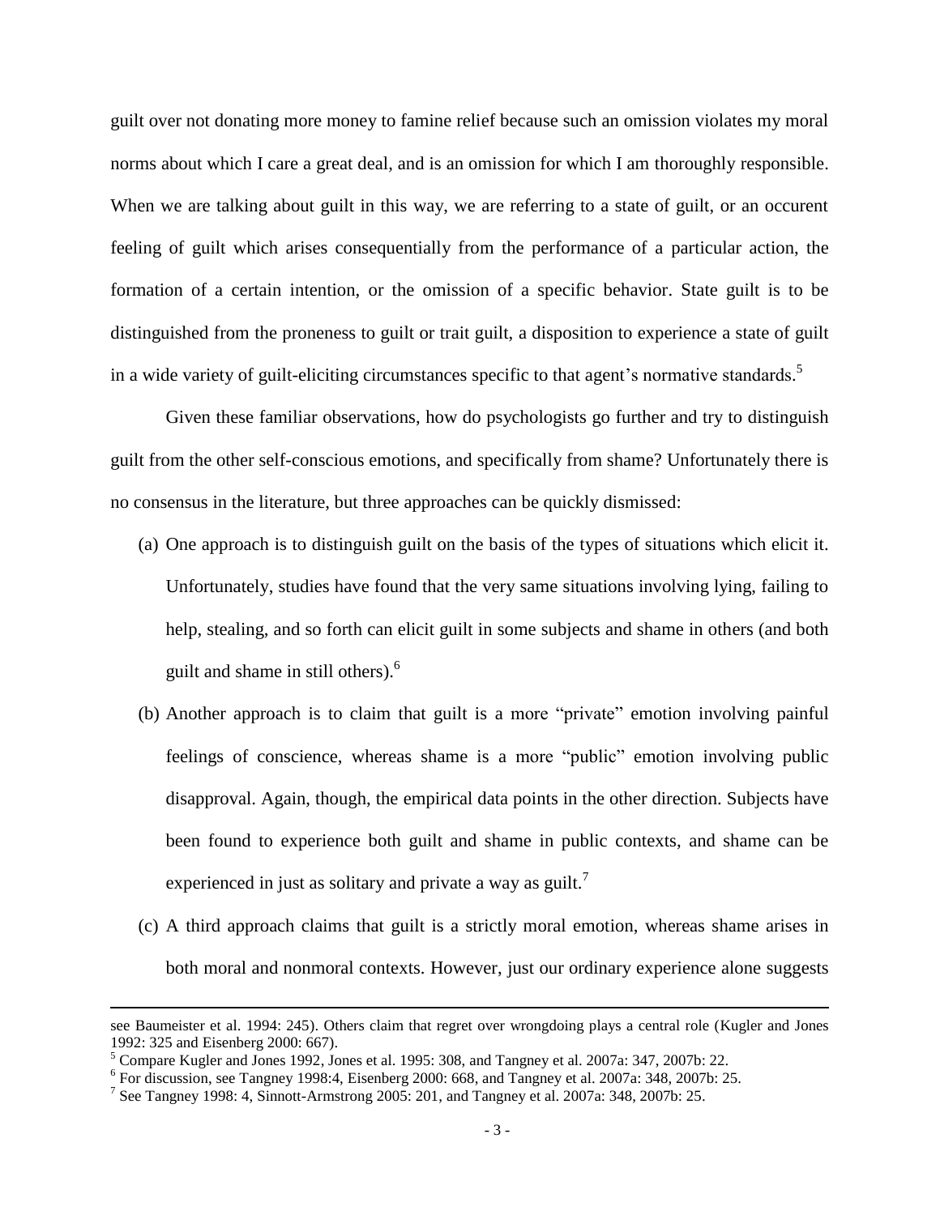guilt over not donating more money to famine relief because such an omission violates my moral norms about which I care a great deal, and is an omission for which I am thoroughly responsible. When we are talking about guilt in this way, we are referring to a state of guilt, or an occurent feeling of guilt which arises consequentially from the performance of a particular action, the formation of a certain intention, or the omission of a specific behavior. State guilt is to be distinguished from the proneness to guilt or trait guilt, a disposition to experience a state of guilt in a wide variety of guilt-eliciting circumstances specific to that agent's normative standards.[5]

Given these familiar observations, how do psychologists go further and try to distinguish guilt from the other self-conscious emotions, and specifically from shame? Unfortunately there is no consensus in the literature, but three approaches can be quickly dismissed:

(a) One approach is to distinguish guilt on the basis of the types of situations which elicit it. Unfortunately, studies have found that the very same situations involving lying, failing to help, stealing, and so forth can elicit guilt in some subjects and shame in others (and both guilt and shame in still others).[6]

(b) Another approach is to claim that guilt is a more "private" emotion involving painful feelings of conscience, whereas shame is a more "public" emotion involving public disapproval. Again, though, the empirical data points in the other direction. Subjects have been found to experience both guilt and shame in public contexts, and shame can be experienced in just as solitary and private a way as guilt.[7]

(c) A third approach claims that guilt is a strictly moral emotion, whereas shame arises in both moral and nonmoral contexts. However, just our ordinary experience alone suggests

---

see Baumeister et al. 1994: 245). Others claim that regret over wrongdoing plays a central role (Kugler and Jones 1992: 325 and Eisenberg 2000: 667).

[5] Compare Kugler and Jones 1992, Jones et al. 1995: 308, and Tangney et al. 2007a: 347, 2007b: 22.

[6] For discussion, see Tangney 1998:4, Eisenberg 2000: 668, and Tangney et al. 2007a: 348, 2007b: 25.

[7] See Tangney 1998: 4, Sinnott-Armstrong 2005: 201, and Tangney et al. 2007a: 348, 2007b: 25.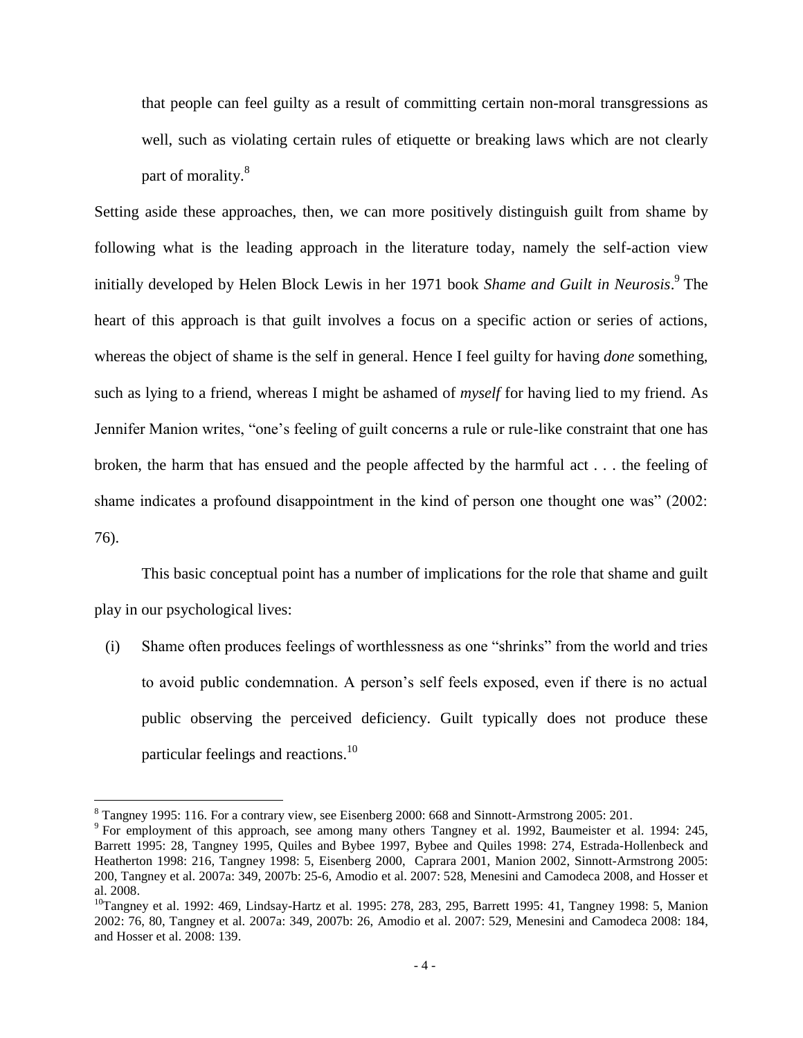that people can feel guilty as a result of committing certain non-moral transgressions as well, such as violating certain rules of etiquette or breaking laws which are not clearly part of morality.[8]

Setting aside these approaches, then, we can more positively distinguish guilt from shame by following what is the leading approach in the literature today, namely the self-action view initially developed by Helen Block Lewis in her 1971 book *Shame and Guilt in Neurosis*.[9] The heart of this approach is that guilt involves a focus on a specific action or series of actions, whereas the object of shame is the self in general. Hence I feel guilty for having *done* something, such as lying to a friend, whereas I might be ashamed of *myself* for having lied to my friend. As Jennifer Manion writes, "one's feeling of guilt concerns a rule or rule-like constraint that one has broken, the harm that has ensued and the people affected by the harmful act . . . the feeling of shame indicates a profound disappointment in the kind of person one thought one was" (2002: 76).

This basic conceptual point has a number of implications for the role that shame and guilt play in our psychological lives:

(i) Shame often produces feelings of worthlessness as one "shrinks" from the world and tries to avoid public condemnation. A person's self feels exposed, even if there is no actual public observing the perceived deficiency. Guilt typically does not produce these particular feelings and reactions.[10]

---

[8] Tangney 1995: 116. For a contrary view, see Eisenberg 2000: 668 and Sinnott-Armstrong 2005: 201.

[9] For employment of this approach, see among many others Tangney et al. 1992, Baumeister et al. 1994: 245, Barrett 1995: 28, Tangney 1995, Quiles and Bybee 1997, Bybee and Quiles 1998: 274, Estrada-Hollenbeck and Heatherton 1998: 216, Tangney 1998: 5, Eisenberg 2000, Caprara 2001, Manion 2002, Sinnott-Armstrong 2005: 200, Tangney et al. 2007a: 349, 2007b: 25-6, Amodio et al. 2007: 528, Menesini and Camodeca 2008, and Hosser et al. 2008.

[10] Tangney et al. 1992: 469, Lindsay-Hartz et al. 1995: 278, 283, 295, Barrett 1995: 41, Tangney 1998: 5, Manion 2002: 76, 80, Tangney et al. 2007a: 349, 2007b: 26, Amodio et al. 2007: 529, Menesini and Camodeca 2008: 184, and Hosser et al. 2008: 139.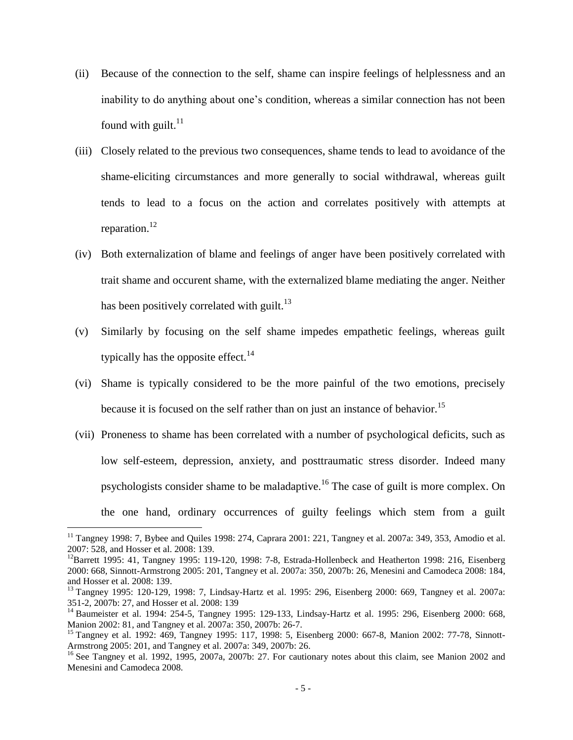(ii) Because of the connection to the self, shame can inspire feelings of helplessness and an inability to do anything about one's condition, whereas a similar connection has not been found with guilt.[11]

(iii) Closely related to the previous two consequences, shame tends to lead to avoidance of the shame-eliciting circumstances and more generally to social withdrawal, whereas guilt tends to lead to a focus on the action and correlates positively with attempts at reparation.[12]

(iv) Both externalization of blame and feelings of anger have been positively correlated with trait shame and occurent shame, with the externalized blame mediating the anger. Neither has been positively correlated with guilt.[13]

(v) Similarly by focusing on the self shame impedes empathetic feelings, whereas guilt typically has the opposite effect.[14]

(vi) Shame is typically considered to be the more painful of the two emotions, precisely because it is focused on the self rather than on just an instance of behavior.[15]

(vii) Proneness to shame has been correlated with a number of psychological deficits, such as low self-esteem, depression, anxiety, and posttraumatic stress disorder. Indeed many psychologists consider shame to be maladaptive.[16] The case of guilt is more complex. On the one hand, ordinary occurrences of guilty feelings which stem from a guilt

---

[11] Tangney 1998: 7, Bybee and Quiles 1998: 274, Caprara 2001: 221, Tangney et al. 2007a: 349, 353, Amodio et al. 2007: 528, and Hosser et al. 2008: 139.

[12] Barrett 1995: 41, Tangney 1995: 119-120, 1998: 7-8, Estrada-Hollenbeck and Heatherton 1998: 216, Eisenberg 2000: 668, Sinnott-Armstrong 2005: 201, Tangney et al. 2007a: 350, 2007b: 26, Menesini and Camodeca 2008: 184, and Hosser et al. 2008: 139.

[13] Tangney 1995: 120-129, 1998: 7, Lindsay-Hartz et al. 1995: 296, Eisenberg 2000: 669, Tangney et al. 2007a: 351-2, 2007b: 27, and Hosser et al. 2008: 139

[14] Baumeister et al. 1994: 254-5, Tangney 1995: 129-133, Lindsay-Hartz et al. 1995: 296, Eisenberg 2000: 668, Manion 2002: 81, and Tangney et al. 2007a: 350, 2007b: 26-7.

[15] Tangney et al. 1992: 469, Tangney 1995: 117, 1998: 5, Eisenberg 2000: 667-8, Manion 2002: 77-78, Sinnott-Armstrong 2005: 201, and Tangney et al. 2007a: 349, 2007b: 26.

[16] See Tangney et al. 1992, 1995, 2007a, 2007b: 27. For cautionary notes about this claim, see Manion 2002 and Menesini and Camodeca 2008.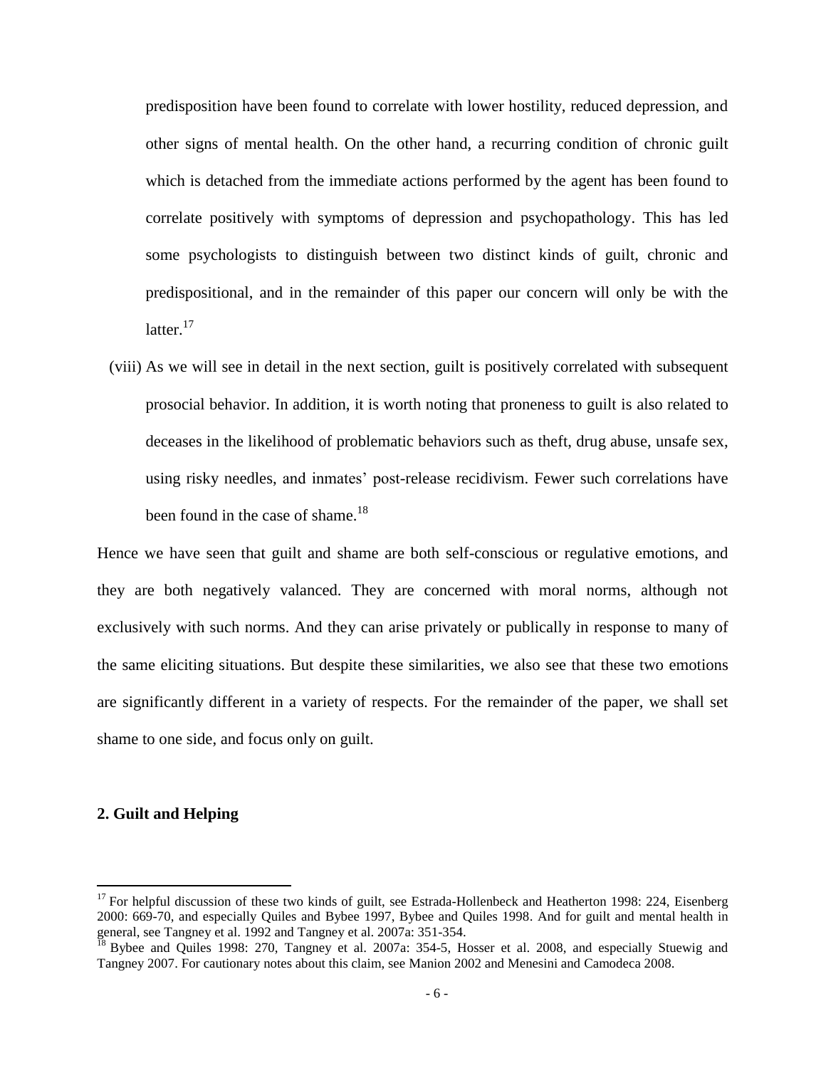predisposition have been found to correlate with lower hostility, reduced depression, and other signs of mental health. On the other hand, a recurring condition of chronic guilt which is detached from the immediate actions performed by the agent has been found to correlate positively with symptoms of depression and psychopathology. This has led some psychologists to distinguish between two distinct kinds of guilt, chronic and predispositional, and in the remainder of this paper our concern will only be with the latter.[17]

(viii) As we will see in detail in the next section, guilt is positively correlated with subsequent prosocial behavior. In addition, it is worth noting that proneness to guilt is also related to deceases in the likelihood of problematic behaviors such as theft, drug abuse, unsafe sex, using risky needles, and inmates' post-release recidivism. Fewer such correlations have been found in the case of shame.[18]

Hence we have seen that guilt and shame are both self-conscious or regulative emotions, and they are both negatively valanced. They are concerned with moral norms, although not exclusively with such norms. And they can arise privately or publically in response to many of the same eliciting situations. But despite these similarities, we also see that these two emotions are significantly different in a variety of respects. For the remainder of the paper, we shall set shame to one side, and focus only on guilt.

## 2. Guilt and Helping

[17] For helpful discussion of these two kinds of guilt, see Estrada-Hollenbeck and Heatherton 1998: 224, Eisenberg 2000: 669-70, and especially Quiles and Bybee 1997, Bybee and Quiles 1998. And for guilt and mental health in general, see Tangney et al. 1992 and Tangney et al. 2007a: 351-354.

[18] Bybee and Quiles 1998: 270, Tangney et al. 2007a: 354-5, Hosser et al. 2008, and especially Stuewig and Tangney 2007. For cautionary notes about this claim, see Manion 2002 and Menesini and Camodeca 2008.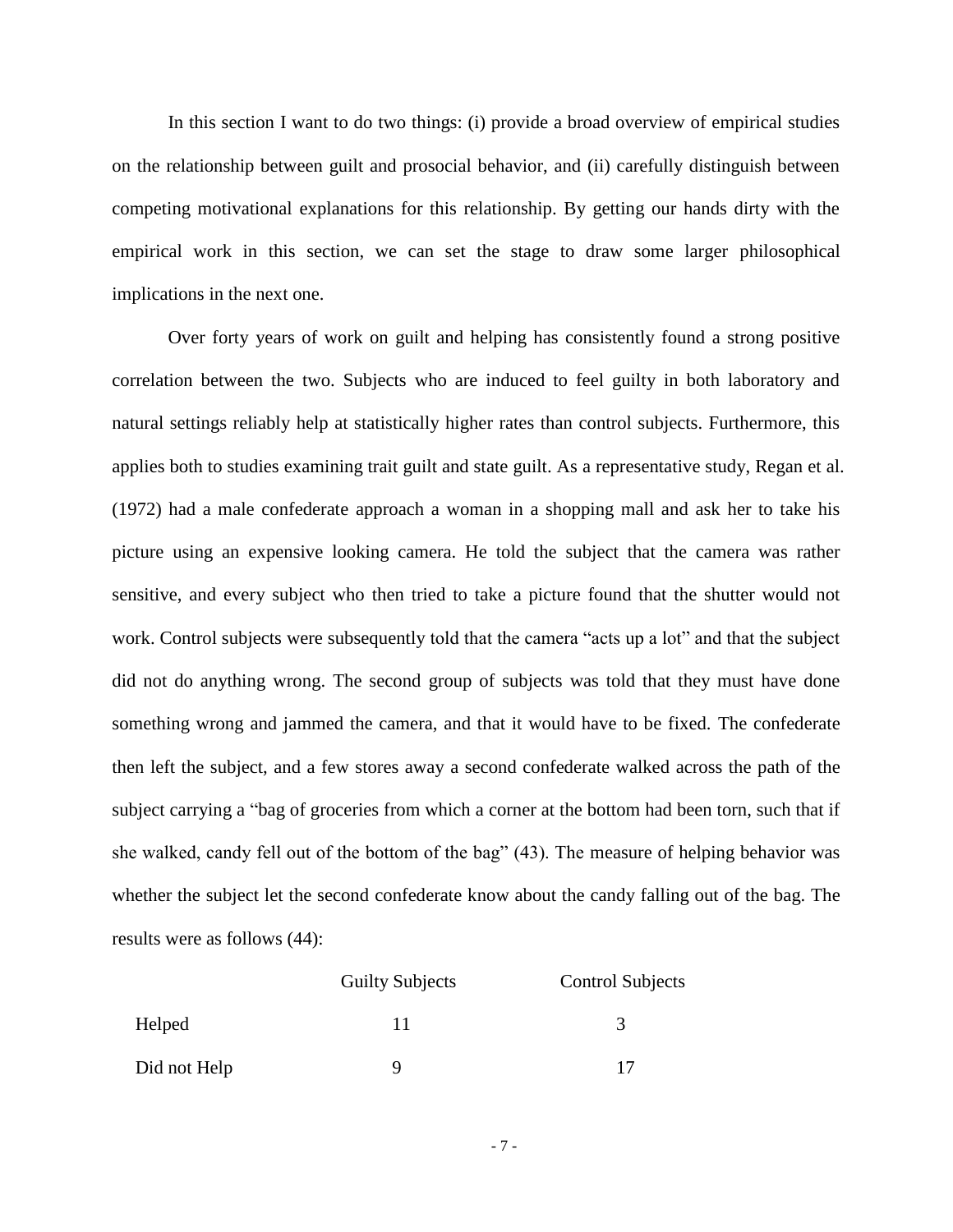In this section I want to do two things: (i) provide a broad overview of empirical studies on the relationship between guilt and prosocial behavior, and (ii) carefully distinguish between competing motivational explanations for this relationship. By getting our hands dirty with the empirical work in this section, we can set the stage to draw some larger philosophical implications in the next one.

Over forty years of work on guilt and helping has consistently found a strong positive correlation between the two. Subjects who are induced to feel guilty in both laboratory and natural settings reliably help at statistically higher rates than control subjects. Furthermore, this applies both to studies examining trait guilt and state guilt. As a representative study, Regan et al. (1972) had a male confederate approach a woman in a shopping mall and ask her to take his picture using an expensive looking camera. He told the subject that the camera was rather sensitive, and every subject who then tried to take a picture found that the shutter would not work. Control subjects were subsequently told that the camera "acts up a lot" and that the subject did not do anything wrong. The second group of subjects was told that they must have done something wrong and jammed the camera, and that it would have to be fixed. The confederate then left the subject, and a few stores away a second confederate walked across the path of the subject carrying a "bag of groceries from which a corner at the bottom had been torn, such that if she walked, candy fell out of the bottom of the bag" (43). The measure of helping behavior was whether the subject let the second confederate know about the candy falling out of the bag. The results were as follows (44):

| | Guilty Subjects | Control Subjects |
|---|---|---|
| Helped | 11 | 3 |
| Did not Help | 9 | 17 |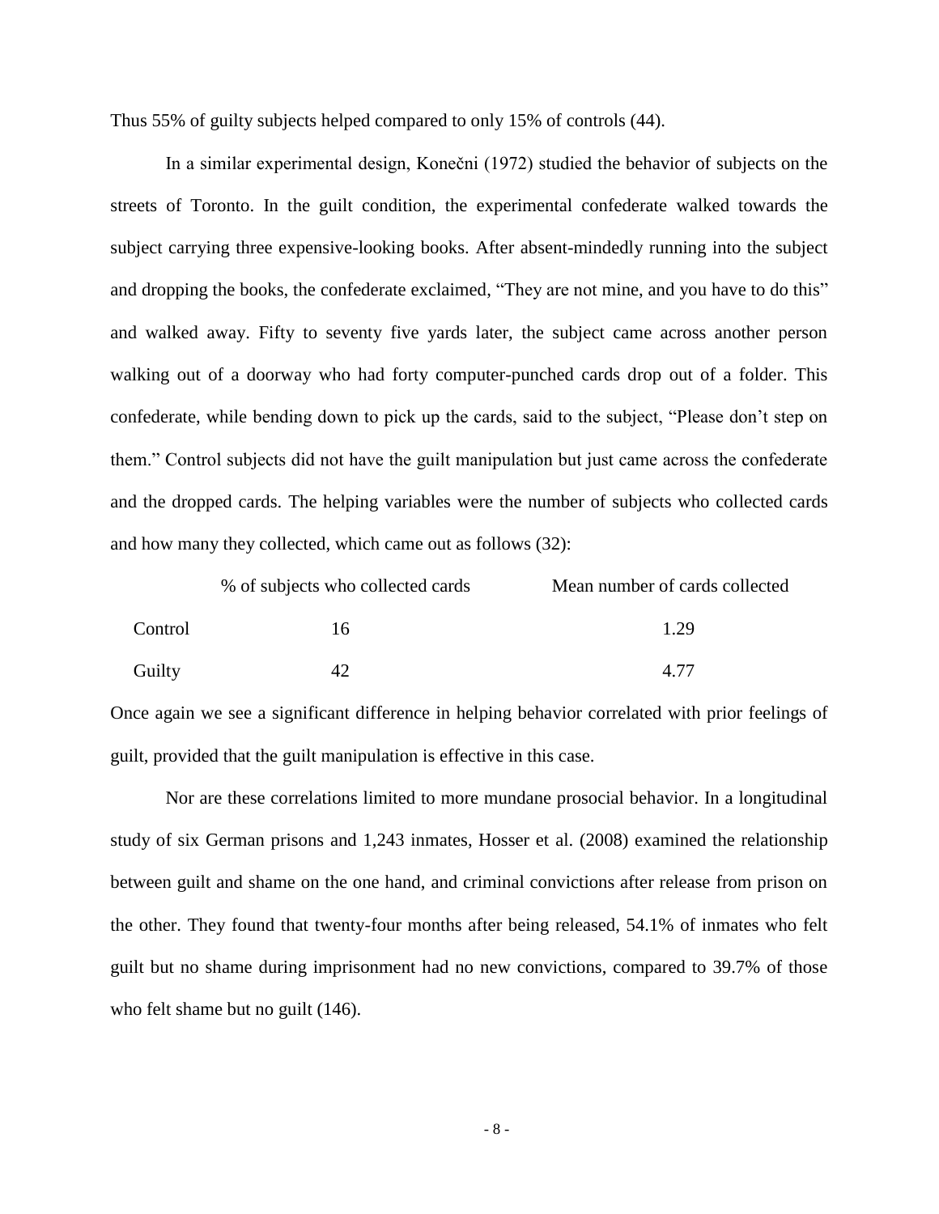Thus 55% of guilty subjects helped compared to only 15% of controls (44).

In a similar experimental design, Konečni (1972) studied the behavior of subjects on the streets of Toronto. In the guilt condition, the experimental confederate walked towards the subject carrying three expensive-looking books. After absent-mindedly running into the subject and dropping the books, the confederate exclaimed, "They are not mine, and you have to do this" and walked away. Fifty to seventy five yards later, the subject came across another person walking out of a doorway who had forty computer-punched cards drop out of a folder. This confederate, while bending down to pick up the cards, said to the subject, "Please don't step on them." Control subjects did not have the guilt manipulation but just came across the confederate and the dropped cards. The helping variables were the number of subjects who collected cards and how many they collected, which came out as follows (32):

| | % of subjects who collected cards | Mean number of cards collected |
|---|---|---|
| Control | 16 | 1.29 |
| Guilty | 42 | 4.77 |

Once again we see a significant difference in helping behavior correlated with prior feelings of guilt, provided that the guilt manipulation is effective in this case.

Nor are these correlations limited to more mundane prosocial behavior. In a longitudinal study of six German prisons and 1,243 inmates, Hosser et al. (2008) examined the relationship between guilt and shame on the one hand, and criminal convictions after release from prison on the other. They found that twenty-four months after being released, 54.1% of inmates who felt guilt but no shame during imprisonment had no new convictions, compared to 39.7% of those who felt shame but no guilt (146).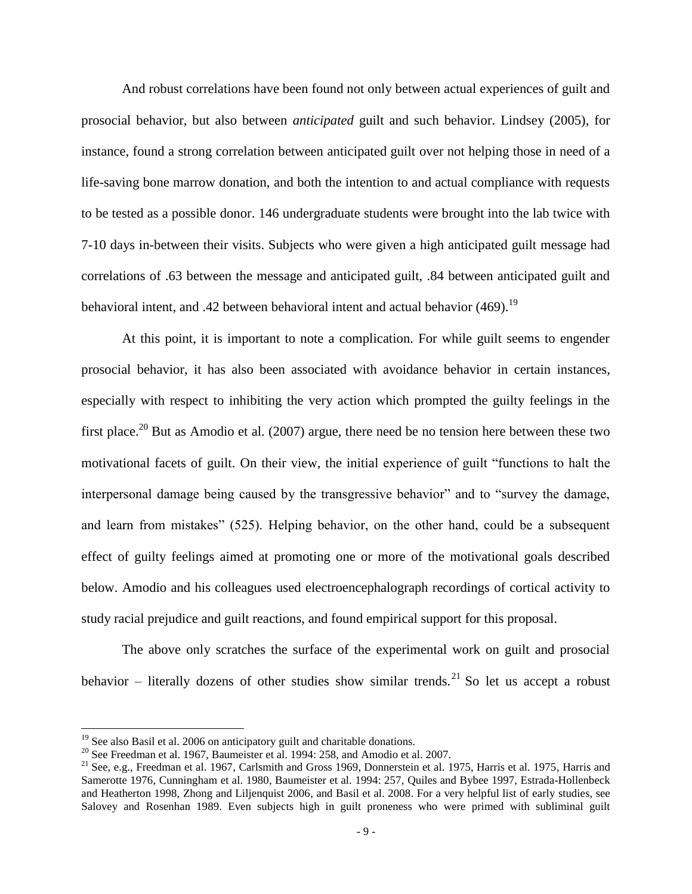And robust correlations have been found not only between actual experiences of guilt and prosocial behavior, but also between *anticipated* guilt and such behavior. Lindsey (2005), for instance, found a strong correlation between anticipated guilt over not helping those in need of a life-saving bone marrow donation, and both the intention to and actual compliance with requests to be tested as a possible donor. 146 undergraduate students were brought into the lab twice with 7-10 days in-between their visits. Subjects who were given a high anticipated guilt message had correlations of .63 between the message and anticipated guilt, .84 between anticipated guilt and behavioral intent, and .42 between behavioral intent and actual behavior (469).[19]

At this point, it is important to note a complication. For while guilt seems to engender prosocial behavior, it has also been associated with avoidance behavior in certain instances, especially with respect to inhibiting the very action which prompted the guilty feelings in the first place.[20] But as Amodio et al. (2007) argue, there need be no tension here between these two motivational facets of guilt. On their view, the initial experience of guilt "functions to halt the interpersonal damage being caused by the transgressive behavior" and to "survey the damage, and learn from mistakes" (525). Helping behavior, on the other hand, could be a subsequent effect of guilty feelings aimed at promoting one or more of the motivational goals described below. Amodio and his colleagues used electroencephalograph recordings of cortical activity to study racial prejudice and guilt reactions, and found empirical support for this proposal.

The above only scratches the surface of the experimental work on guilt and prosocial behavior – literally dozens of other studies show similar trends.[21] So let us accept a robust

---

[19] See also Basil et al. 2006 on anticipatory guilt and charitable donations.

[20] See Freedman et al. 1967, Baumeister et al. 1994: 258, and Amodio et al. 2007.

[21] See, e.g., Freedman et al. 1967, Carlsmith and Gross 1969, Donnerstein et al. 1975, Harris et al. 1975, Harris and Samerotte 1976, Cunningham et al. 1980, Baumeister et al. 1994: 257, Quiles and Bybee 1997, Estrada-Hollenbeck and Heatherton 1998, Zhong and Liljenquist 2006, and Basil et al. 2008. For a very helpful list of early studies, see Salovey and Rosenhan 1989. Even subjects high in guilt proneness who were primed with subliminal guilt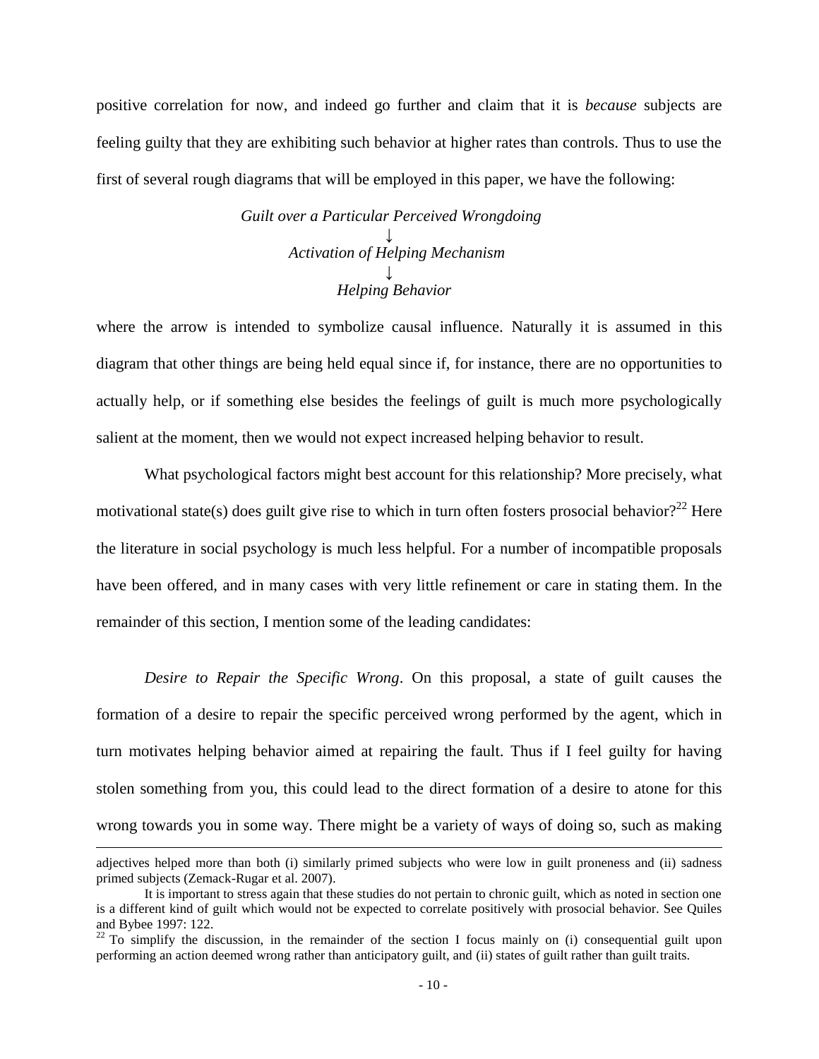positive correlation for now, and indeed go further and claim that it is *because* subjects are feeling guilty that they are exhibiting such behavior at higher rates than controls. Thus to use the first of several rough diagrams that will be employed in this paper, we have the following:

*Guilt over a Particular Perceived Wrongdoing*
↓
*Activation of Helping Mechanism*
↓
*Helping Behavior*

where the arrow is intended to symbolize causal influence. Naturally it is assumed in this diagram that other things are being held equal since if, for instance, there are no opportunities to actually help, or if something else besides the feelings of guilt is much more psychologically salient at the moment, then we would not expect increased helping behavior to result.

What psychological factors might best account for this relationship? More precisely, what motivational state(s) does guilt give rise to which in turn often fosters prosocial behavior?[22] Here the literature in social psychology is much less helpful. For a number of incompatible proposals have been offered, and in many cases with very little refinement or care in stating them. In the remainder of this section, I mention some of the leading candidates:

*Desire to Repair the Specific Wrong*. On this proposal, a state of guilt causes the formation of a desire to repair the specific perceived wrong performed by the agent, which in turn motivates helping behavior aimed at repairing the fault. Thus if I feel guilty for having stolen something from you, this could lead to the direct formation of a desire to atone for this wrong towards you in some way. There might be a variety of ways of doing so, such as making

---

adjectives helped more than both (i) similarly primed subjects who were low in guilt proneness and (ii) sadness primed subjects (Zemack-Rugar et al. 2007).

It is important to stress again that these studies do not pertain to chronic guilt, which as noted in section one is a different kind of guilt which would not be expected to correlate positively with prosocial behavior. See Quiles and Bybee 1997: 122.

[22] To simplify the discussion, in the remainder of the section I focus mainly on (i) consequential guilt upon performing an action deemed wrong rather than anticipatory guilt, and (ii) states of guilt rather than guilt traits.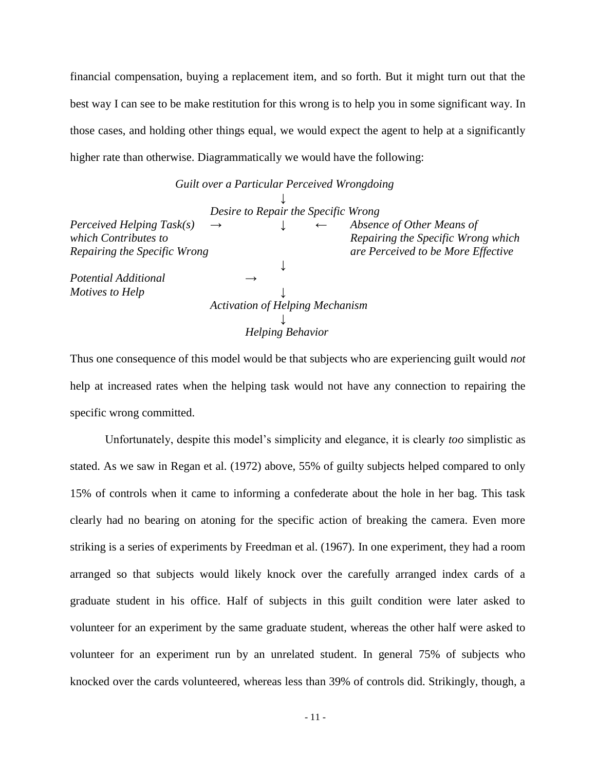financial compensation, buying a replacement item, and so forth. But it might turn out that the best way I can see to be make restitution for this wrong is to help you in some significant way. In those cases, and holding other things equal, we would expect the agent to help at a significantly higher rate than otherwise. Diagrammatically we would have the following:

```
                    Guilt over a Particular Perceived Wrongdoing
                                        ↓
                        Desire to Repair the Specific Wrong
Perceived Helping Task(s)   →           ↓           ←   Absence of Other Means of
which Contributes to                                    Repairing the Specific Wrong which
Repairing the Specific Wrong                            are Perceived to be More Effective
                                        ↓
Potential Additional              →
Motives to Help                         ↓
                        Activation of Helping Mechanism
                                        ↓
                                Helping Behavior
```

Thus one consequence of this model would be that subjects who are experiencing guilt would *not* help at increased rates when the helping task would not have any connection to repairing the specific wrong committed.

Unfortunately, despite this model's simplicity and elegance, it is clearly *too* simplistic as stated. As we saw in Regan et al. (1972) above, 55% of guilty subjects helped compared to only 15% of controls when it came to informing a confederate about the hole in her bag. This task clearly had no bearing on atoning for the specific action of breaking the camera. Even more striking is a series of experiments by Freedman et al. (1967). In one experiment, they had a room arranged so that subjects would likely knock over the carefully arranged index cards of a graduate student in his office. Half of subjects in this guilt condition were later asked to volunteer for an experiment by the same graduate student, whereas the other half were asked to volunteer for an experiment run by an unrelated student. In general 75% of subjects who knocked over the cards volunteered, whereas less than 39% of controls did. Strikingly, though, a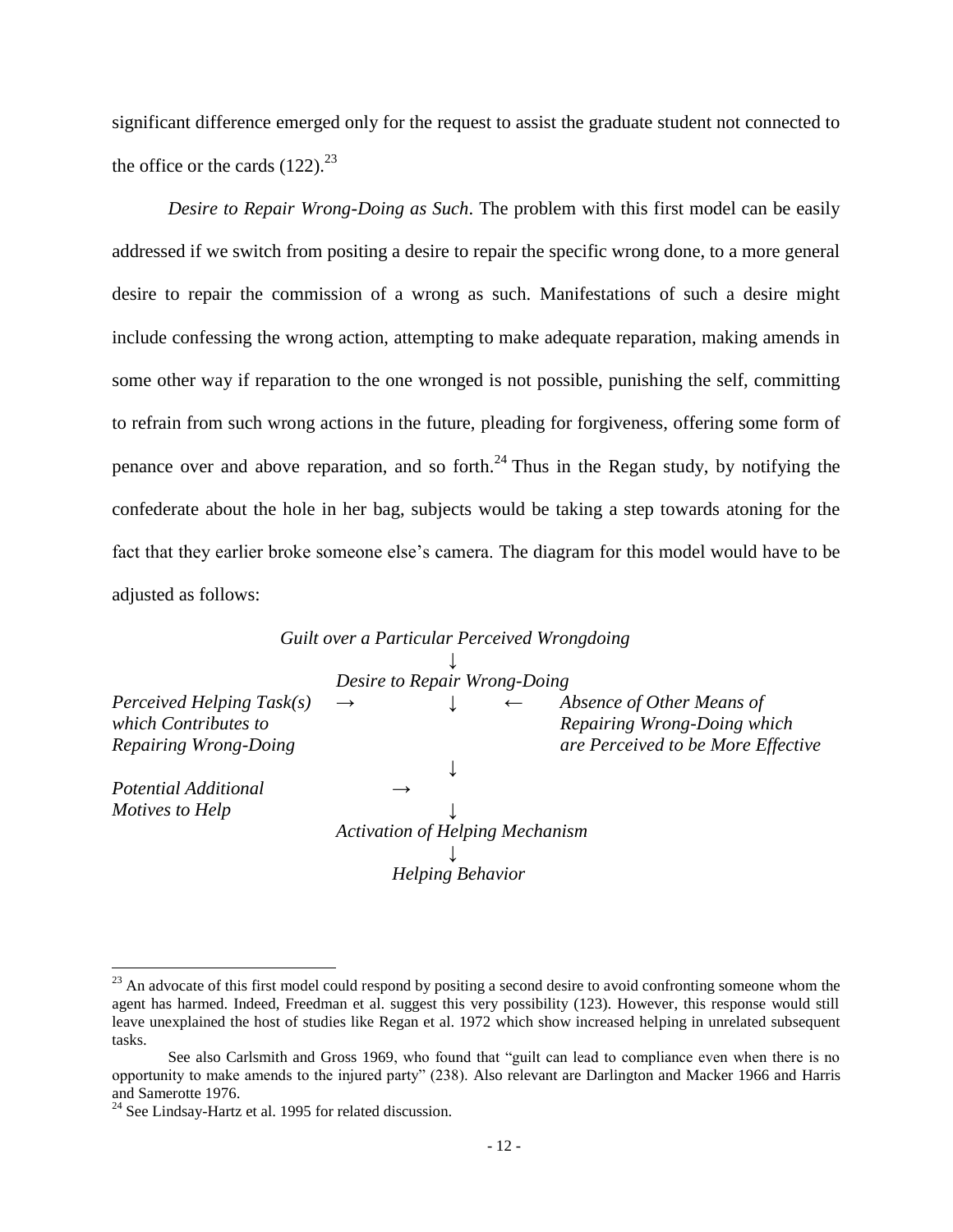significant difference emerged only for the request to assist the graduate student not connected to the office or the cards (122).[23]

*Desire to Repair Wrong-Doing as Such*. The problem with this first model can be easily addressed if we switch from positing a desire to repair the specific wrong done, to a more general desire to repair the commission of a wrong as such. Manifestations of such a desire might include confessing the wrong action, attempting to make adequate reparation, making amends in some other way if reparation to the one wronged is not possible, punishing the self, committing to refrain from such wrong actions in the future, pleading for forgiveness, offering some form of penance over and above reparation, and so forth.[24] Thus in the Regan study, by notifying the confederate about the hole in her bag, subjects would be taking a step towards atoning for the fact that they earlier broke someone else's camera. The diagram for this model would have to be adjusted as follows:

```
                     Guilt over a Particular Perceived Wrongdoing
                                         ↓
                           Desire to Repair Wrong-Doing
Perceived Helping Task(s)    →           ↓          ←    Absence of Other Means of
which Contributes to                                     Repairing Wrong-Doing which
Repairing Wrong-Doing                                    are Perceived to be More Effective
                                         ↓
Potential Additional              →
Motives to Help                          ↓
                          Activation of Helping Mechanism
                                         ↓
                                  Helping Behavior
```

---

[23] An advocate of this first model could respond by positing a second desire to avoid confronting someone whom the agent has harmed. Indeed, Freedman et al. suggest this very possibility (123). However, this response would still leave unexplained the host of studies like Regan et al. 1972 which show increased helping in unrelated subsequent tasks.

See also Carlsmith and Gross 1969, who found that "guilt can lead to compliance even when there is no opportunity to make amends to the injured party" (238). Also relevant are Darlington and Macker 1966 and Harris and Samerotte 1976.

[24] See Lindsay-Hartz et al. 1995 for related discussion.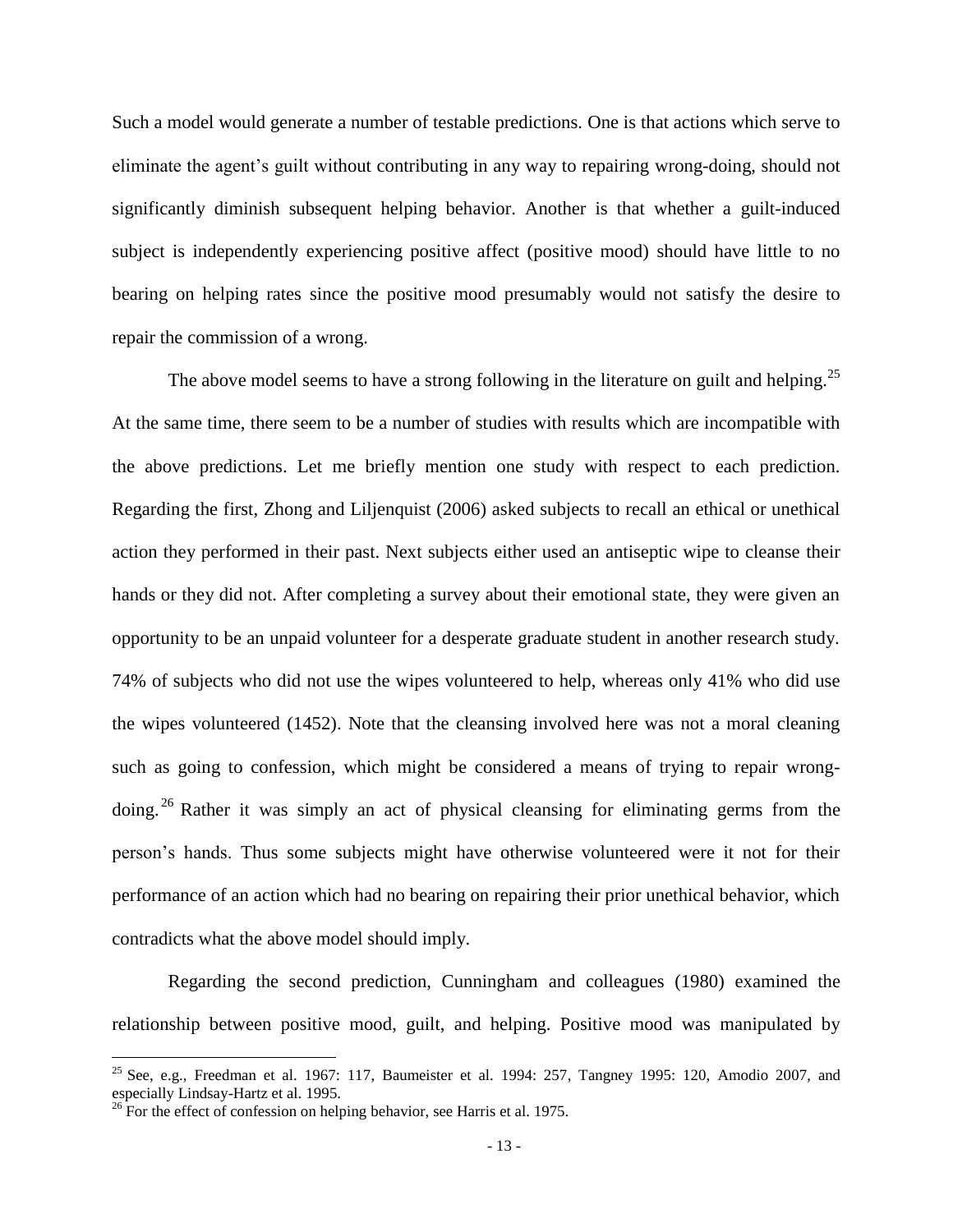Such a model would generate a number of testable predictions. One is that actions which serve to eliminate the agent's guilt without contributing in any way to repairing wrong-doing, should not significantly diminish subsequent helping behavior. Another is that whether a guilt-induced subject is independently experiencing positive affect (positive mood) should have little to no bearing on helping rates since the positive mood presumably would not satisfy the desire to repair the commission of a wrong.

The above model seems to have a strong following in the literature on guilt and helping.[25] At the same time, there seem to be a number of studies with results which are incompatible with the above predictions. Let me briefly mention one study with respect to each prediction. Regarding the first, Zhong and Liljenquist (2006) asked subjects to recall an ethical or unethical action they performed in their past. Next subjects either used an antiseptic wipe to cleanse their hands or they did not. After completing a survey about their emotional state, they were given an opportunity to be an unpaid volunteer for a desperate graduate student in another research study. 74% of subjects who did not use the wipes volunteered to help, whereas only 41% who did use the wipes volunteered (1452). Note that the cleansing involved here was not a moral cleaning such as going to confession, which might be considered a means of trying to repair wrong-doing.[26] Rather it was simply an act of physical cleansing for eliminating germs from the person's hands. Thus some subjects might have otherwise volunteered were it not for their performance of an action which had no bearing on repairing their prior unethical behavior, which contradicts what the above model should imply.

Regarding the second prediction, Cunningham and colleagues (1980) examined the relationship between positive mood, guilt, and helping. Positive mood was manipulated by

---

[25] See, e.g., Freedman et al. 1967: 117, Baumeister et al. 1994: 257, Tangney 1995: 120, Amodio 2007, and especially Lindsay-Hartz et al. 1995.

[26] For the effect of confession on helping behavior, see Harris et al. 1975.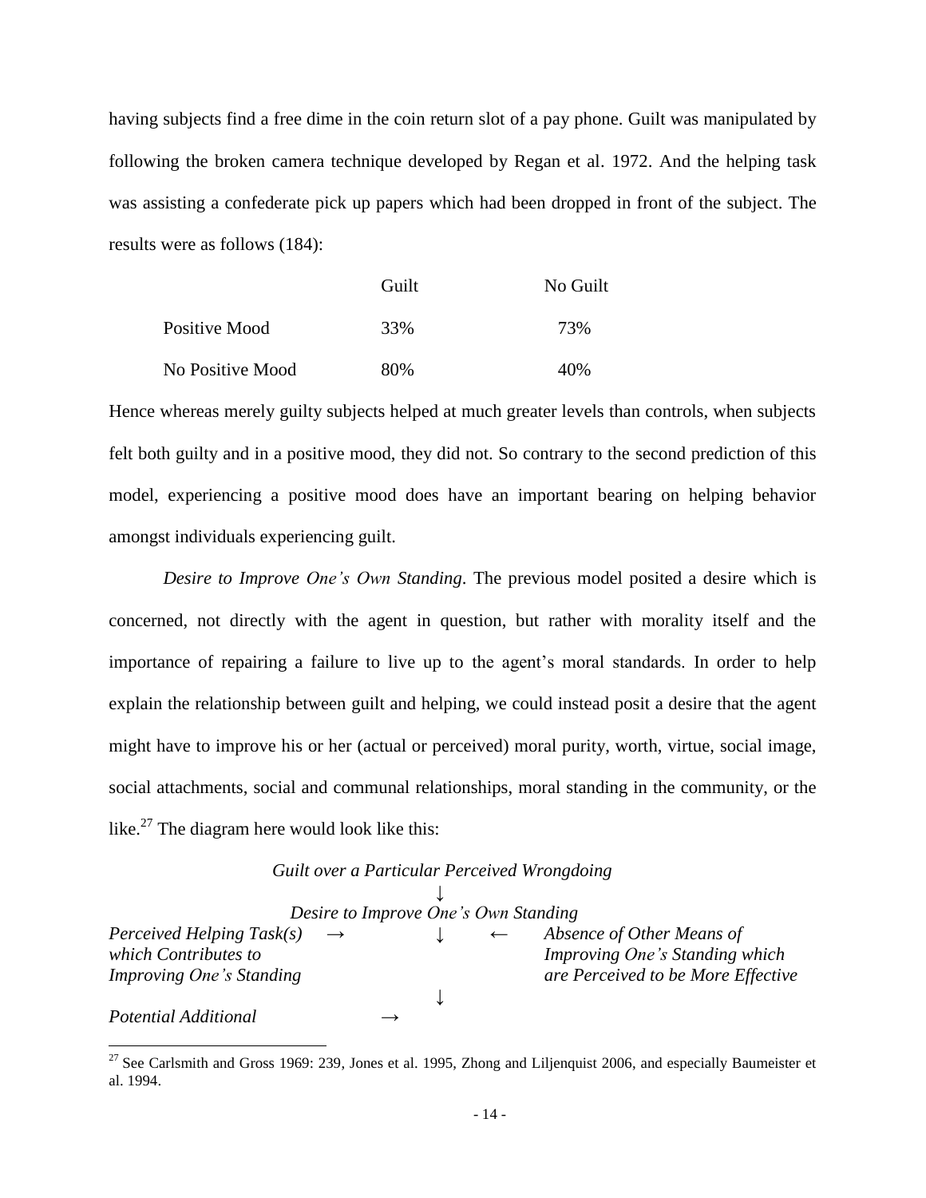having subjects find a free dime in the coin return slot of a pay phone. Guilt was manipulated by following the broken camera technique developed by Regan et al. 1972. And the helping task was assisting a confederate pick up papers which had been dropped in front of the subject. The results were as follows (184):

| | Guilt | No Guilt |
|---|---|---|
| Positive Mood | 33% | 73% |
| No Positive Mood | 80% | 40% |

Hence whereas merely guilty subjects helped at much greater levels than controls, when subjects felt both guilty and in a positive mood, they did not. So contrary to the second prediction of this model, experiencing a positive mood does have an important bearing on helping behavior amongst individuals experiencing guilt.

*Desire to Improve One's Own Standing*. The previous model posited a desire which is concerned, not directly with the agent in question, but rather with morality itself and the importance of repairing a failure to live up to the agent's moral standards. In order to help explain the relationship between guilt and helping, we could instead posit a desire that the agent might have to improve his or her (actual or perceived) moral purity, worth, virtue, social image, social attachments, social and communal relationships, moral standing in the community, or the like.[27] The diagram here would look like this:

*Guilt over a Particular Perceived Wrongdoing*

↓

*Desire to Improve One's Own Standing*

*Perceived Helping Task(s) which Contributes to Improving One's Standing* → ↓ ← *Absence of Other Means of Improving One's Standing which are Perceived to be More Effective*

↓

*Potential Additional* →

[27] See Carlsmith and Gross 1969: 239, Jones et al. 1995, Zhong and Liljenquist 2006, and especially Baumeister et al. 1994.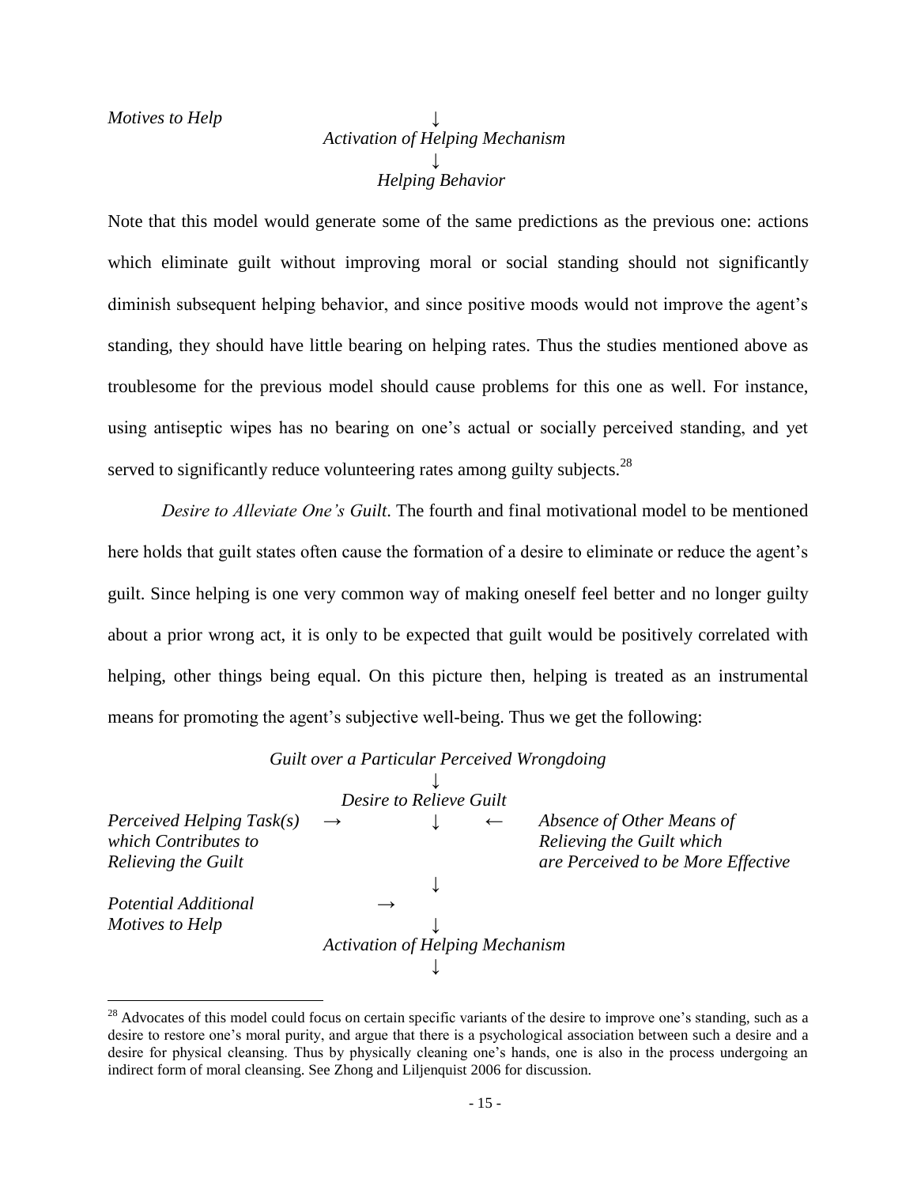*Motives to Help* ↓

*Activation of Helping Mechanism*

↓

*Helping Behavior*

Note that this model would generate some of the same predictions as the previous one: actions which eliminate guilt without improving moral or social standing should not significantly diminish subsequent helping behavior, and since positive moods would not improve the agent's standing, they should have little bearing on helping rates. Thus the studies mentioned above as troublesome for the previous model should cause problems for this one as well. For instance, using antiseptic wipes has no bearing on one's actual or socially perceived standing, and yet served to significantly reduce volunteering rates among guilty subjects.[28]

*Desire to Alleviate One's Guilt*. The fourth and final motivational model to be mentioned here holds that guilt states often cause the formation of a desire to eliminate or reduce the agent's guilt. Since helping is one very common way of making oneself feel better and no longer guilty about a prior wrong act, it is only to be expected that guilt would be positively correlated with helping, other things being equal. On this picture then, helping is treated as an instrumental means for promoting the agent's subjective well-being. Thus we get the following:

*Guilt over a Particular Perceived Wrongdoing*

↓

*Desire to Relieve Guilt*

*Perceived Helping Task(s) which Contributes to Relieving the Guilt* → ↓ ← *Absence of Other Means of Relieving the Guilt which are Perceived to be More Effective*

↓

*Potential Additional Motives to Help* →

↓

*Activation of Helping Mechanism*

↓

[28] Advocates of this model could focus on certain specific variants of the desire to improve one's standing, such as a desire to restore one's moral purity, and argue that there is a psychological association between such a desire and a desire for physical cleansing. Thus by physically cleaning one's hands, one is also in the process undergoing an indirect form of moral cleansing. See Zhong and Liljenquist 2006 for discussion.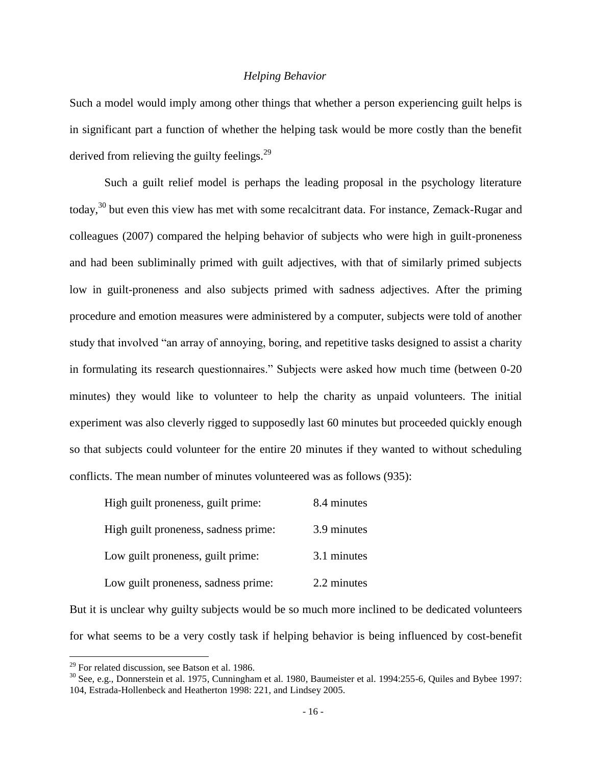*Helping Behavior*

Such a model would imply among other things that whether a person experiencing guilt helps is in significant part a function of whether the helping task would be more costly than the benefit derived from relieving the guilty feelings.[29]

Such a guilt relief model is perhaps the leading proposal in the psychology literature today,[30] but even this view has met with some recalcitrant data. For instance, Zemack-Rugar and colleagues (2007) compared the helping behavior of subjects who were high in guilt-proneness and had been subliminally primed with guilt adjectives, with that of similarly primed subjects low in guilt-proneness and also subjects primed with sadness adjectives. After the priming procedure and emotion measures were administered by a computer, subjects were told of another study that involved "an array of annoying, boring, and repetitive tasks designed to assist a charity in formulating its research questionnaires." Subjects were asked how much time (between 0-20 minutes) they would like to volunteer to help the charity as unpaid volunteers. The initial experiment was also cleverly rigged to supposedly last 60 minutes but proceeded quickly enough so that subjects could volunteer for the entire 20 minutes if they wanted to without scheduling conflicts. The mean number of minutes volunteered was as follows (935):

| | |
|---|---|
| High guilt proneness, guilt prime: | 8.4 minutes |
| High guilt proneness, sadness prime: | 3.9 minutes |
| Low guilt proneness, guilt prime: | 3.1 minutes |
| Low guilt proneness, sadness prime: | 2.2 minutes |

But it is unclear why guilty subjects would be so much more inclined to be dedicated volunteers for what seems to be a very costly task if helping behavior is being influenced by cost-benefit

---

[29] For related discussion, see Batson et al. 1986.

[30] See, e.g., Donnerstein et al. 1975, Cunningham et al. 1980, Baumeister et al. 1994:255-6, Quiles and Bybee 1997: 104, Estrada-Hollenbeck and Heatherton 1998: 221, and Lindsey 2005.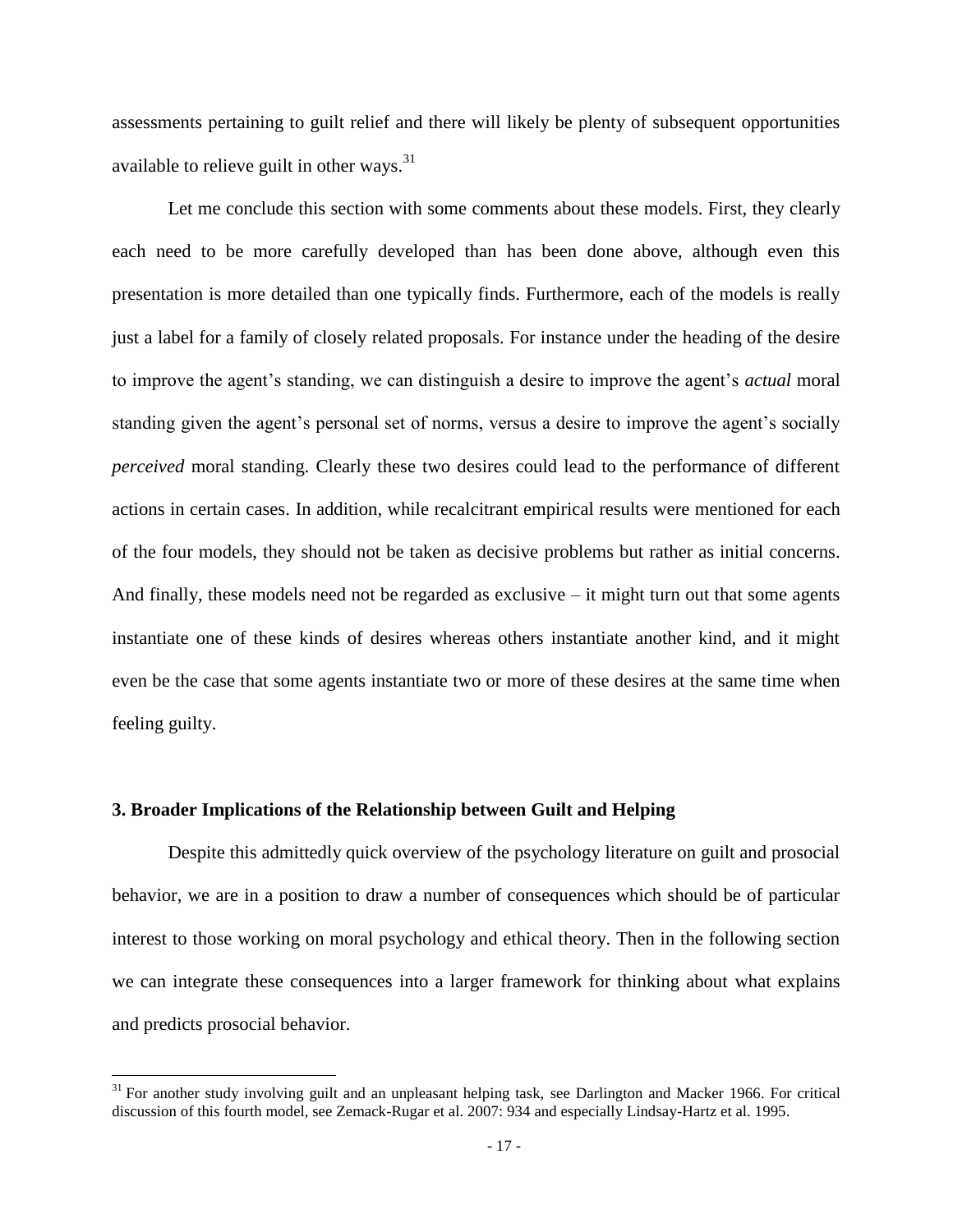assessments pertaining to guilt relief and there will likely be plenty of subsequent opportunities available to relieve guilt in other ways.[31]

Let me conclude this section with some comments about these models. First, they clearly each need to be more carefully developed than has been done above, although even this presentation is more detailed than one typically finds. Furthermore, each of the models is really just a label for a family of closely related proposals. For instance under the heading of the desire to improve the agent's standing, we can distinguish a desire to improve the agent's *actual* moral standing given the agent's personal set of norms, versus a desire to improve the agent's socially *perceived* moral standing. Clearly these two desires could lead to the performance of different actions in certain cases. In addition, while recalcitrant empirical results were mentioned for each of the four models, they should not be taken as decisive problems but rather as initial concerns. And finally, these models need not be regarded as exclusive – it might turn out that some agents instantiate one of these kinds of desires whereas others instantiate another kind, and it might even be the case that some agents instantiate two or more of these desires at the same time when feeling guilty.

## 3. Broader Implications of the Relationship between Guilt and Helping

Despite this admittedly quick overview of the psychology literature on guilt and prosocial behavior, we are in a position to draw a number of consequences which should be of particular interest to those working on moral psychology and ethical theory. Then in the following section we can integrate these consequences into a larger framework for thinking about what explains and predicts prosocial behavior.

[31] For another study involving guilt and an unpleasant helping task, see Darlington and Macker 1966. For critical discussion of this fourth model, see Zemack-Rugar et al. 2007: 934 and especially Lindsay-Hartz et al. 1995.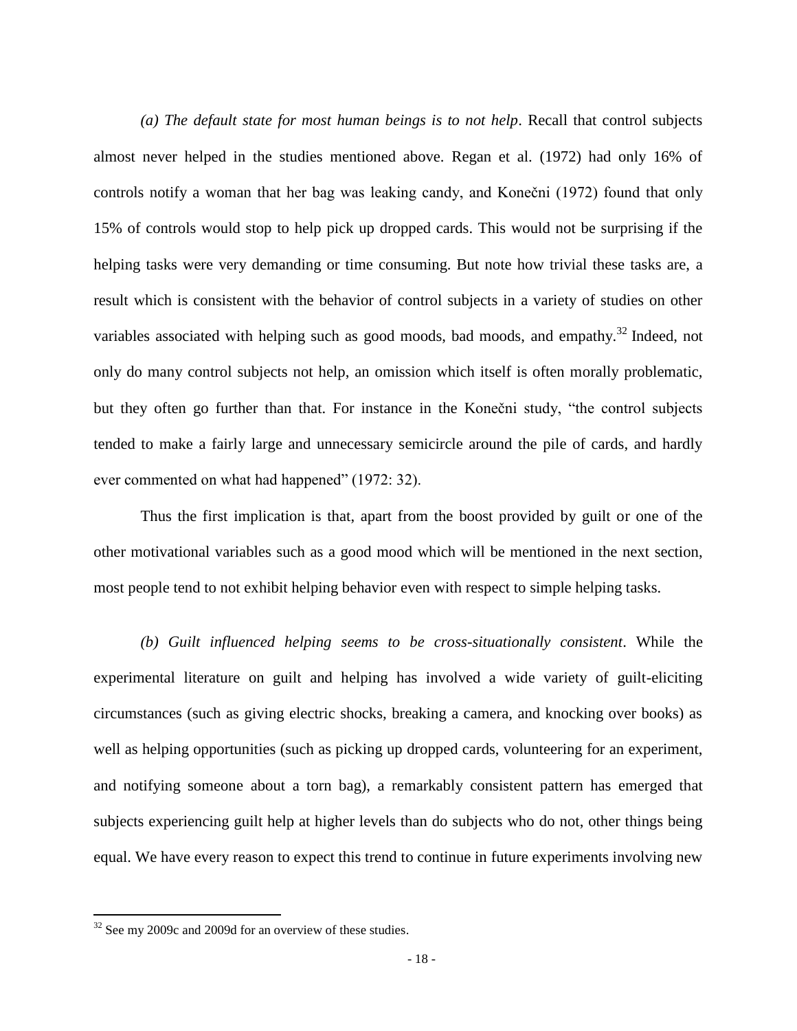*(a) The default state for most human beings is to not help*. Recall that control subjects almost never helped in the studies mentioned above. Regan et al. (1972) had only 16% of controls notify a woman that her bag was leaking candy, and Konečni (1972) found that only 15% of controls would stop to help pick up dropped cards. This would not be surprising if the helping tasks were very demanding or time consuming. But note how trivial these tasks are, a result which is consistent with the behavior of control subjects in a variety of studies on other variables associated with helping such as good moods, bad moods, and empathy.[32] Indeed, not only do many control subjects not help, an omission which itself is often morally problematic, but they often go further than that. For instance in the Konečni study, "the control subjects tended to make a fairly large and unnecessary semicircle around the pile of cards, and hardly ever commented on what had happened" (1972: 32).

Thus the first implication is that, apart from the boost provided by guilt or one of the other motivational variables such as a good mood which will be mentioned in the next section, most people tend to not exhibit helping behavior even with respect to simple helping tasks.

*(b) Guilt influenced helping seems to be cross-situationally consistent*. While the experimental literature on guilt and helping has involved a wide variety of guilt-eliciting circumstances (such as giving electric shocks, breaking a camera, and knocking over books) as well as helping opportunities (such as picking up dropped cards, volunteering for an experiment, and notifying someone about a torn bag), a remarkably consistent pattern has emerged that subjects experiencing guilt help at higher levels than do subjects who do not, other things being equal. We have every reason to expect this trend to continue in future experiments involving new

[32] See my 2009c and 2009d for an overview of these studies.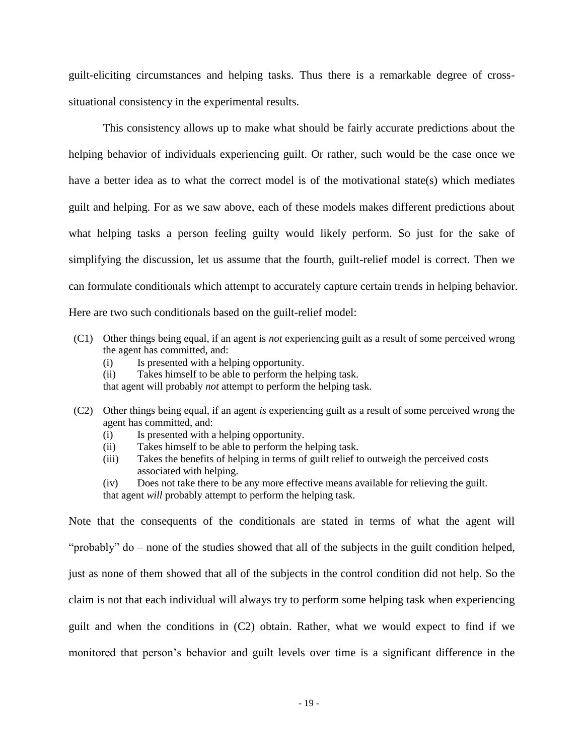guilt-eliciting circumstances and helping tasks. Thus there is a remarkable degree of cross-situational consistency in the experimental results.

This consistency allows up to make what should be fairly accurate predictions about the helping behavior of individuals experiencing guilt. Or rather, such would be the case once we have a better idea as to what the correct model is of the motivational state(s) which mediates guilt and helping. For as we saw above, each of these models makes different predictions about what helping tasks a person feeling guilty would likely perform. So just for the sake of simplifying the discussion, let us assume that the fourth, guilt-relief model is correct. Then we can formulate conditionals which attempt to accurately capture certain trends in helping behavior. Here are two such conditionals based on the guilt-relief model:

(C1) Other things being equal, if an agent is *not* experiencing guilt as a result of some perceived wrong the agent has committed, and:
  (i) Is presented with a helping opportunity.
  (ii) Takes himself to be able to perform the helping task.
  that agent will probably *not* attempt to perform the helping task.

(C2) Other things being equal, if an agent *is* experiencing guilt as a result of some perceived wrong the agent has committed, and:
  (i) Is presented with a helping opportunity.
  (ii) Takes himself to be able to perform the helping task.
  (iii) Takes the benefits of helping in terms of guilt relief to outweigh the perceived costs associated with helping.
  (iv) Does not take there to be any more effective means available for relieving the guilt.
  that agent *will* probably attempt to perform the helping task.

Note that the consequents of the conditionals are stated in terms of what the agent will "probably" do – none of the studies showed that all of the subjects in the guilt condition helped, just as none of them showed that all of the subjects in the control condition did not help. So the claim is not that each individual will always try to perform some helping task when experiencing guilt and when the conditions in (C2) obtain. Rather, what we would expect to find if we monitored that person's behavior and guilt levels over time is a significant difference in the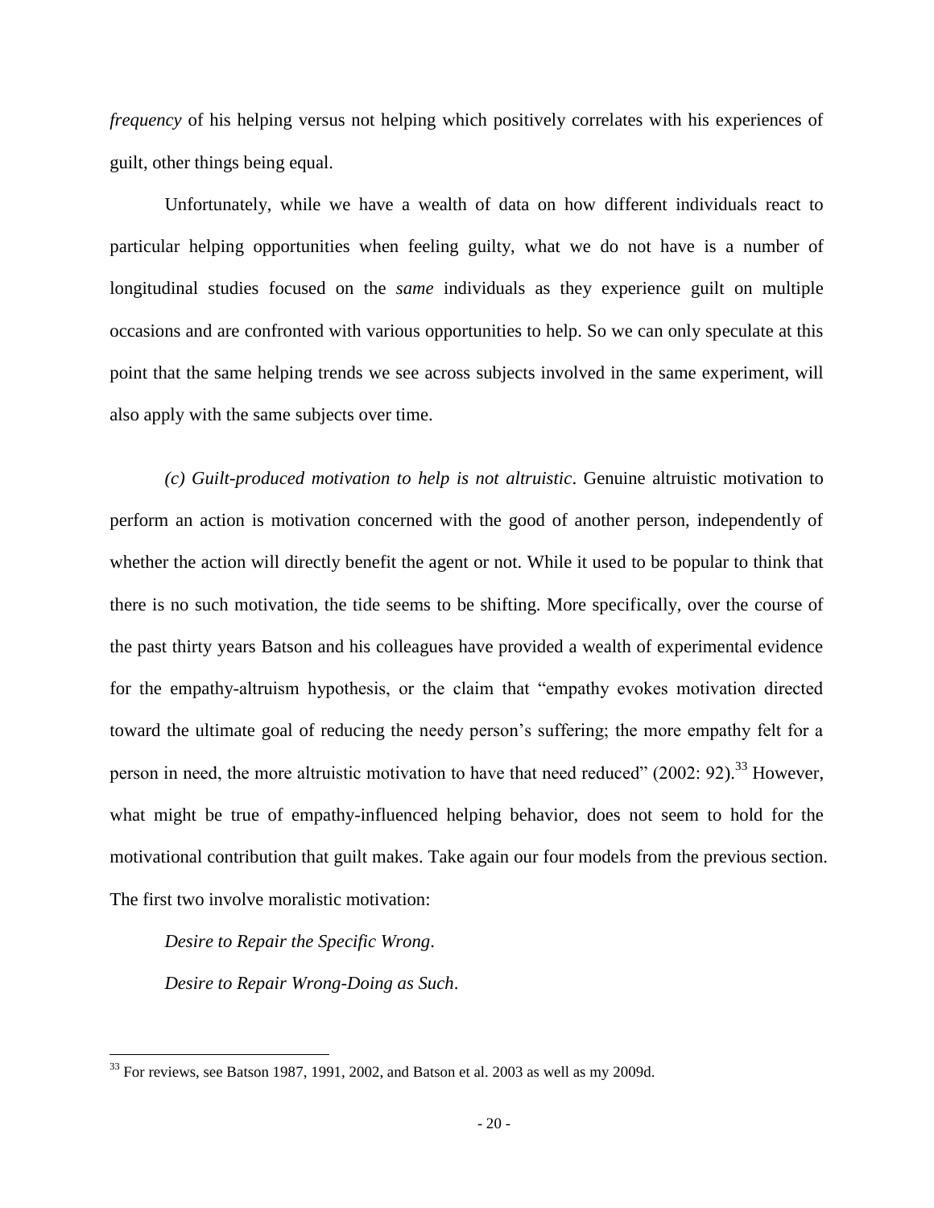*frequency* of his helping versus not helping which positively correlates with his experiences of guilt, other things being equal.

Unfortunately, while we have a wealth of data on how different individuals react to particular helping opportunities when feeling guilty, what we do not have is a number of longitudinal studies focused on the *same* individuals as they experience guilt on multiple occasions and are confronted with various opportunities to help. So we can only speculate at this point that the same helping trends we see across subjects involved in the same experiment, will also apply with the same subjects over time.

*(c) Guilt-produced motivation to help is not altruistic*. Genuine altruistic motivation to perform an action is motivation concerned with the good of another person, independently of whether the action will directly benefit the agent or not. While it used to be popular to think that there is no such motivation, the tide seems to be shifting. More specifically, over the course of the past thirty years Batson and his colleagues have provided a wealth of experimental evidence for the empathy-altruism hypothesis, or the claim that "empathy evokes motivation directed toward the ultimate goal of reducing the needy person's suffering; the more empathy felt for a person in need, the more altruistic motivation to have that need reduced" (2002: 92).[33] However, what might be true of empathy-influenced helping behavior, does not seem to hold for the motivational contribution that guilt makes. Take again our four models from the previous section. The first two involve moralistic motivation:

*Desire to Repair the Specific Wrong*.

*Desire to Repair Wrong-Doing as Such*.

---

[33] For reviews, see Batson 1987, 1991, 2002, and Batson et al. 2003 as well as my 2009d.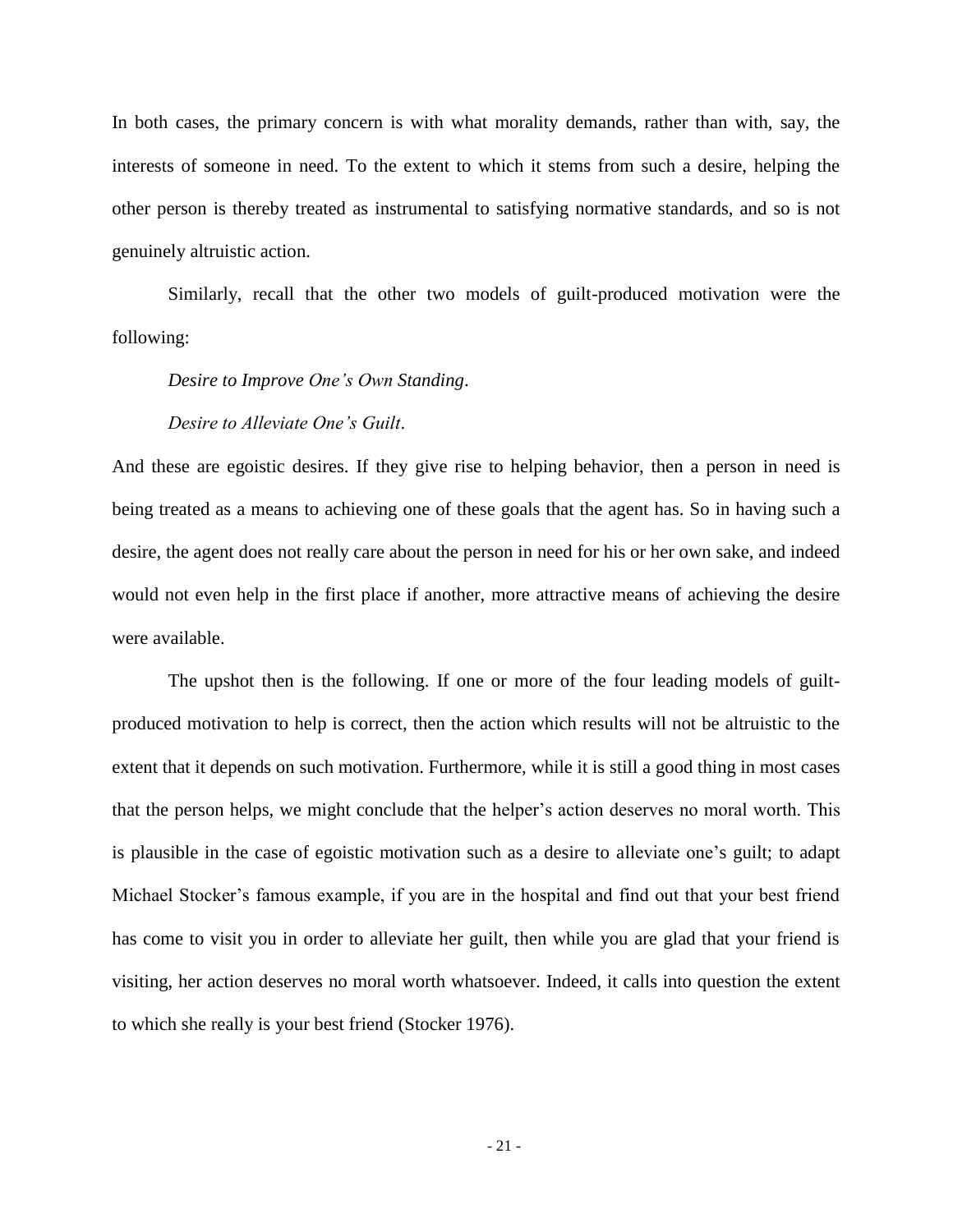In both cases, the primary concern is with what morality demands, rather than with, say, the interests of someone in need. To the extent to which it stems from such a desire, helping the other person is thereby treated as instrumental to satisfying normative standards, and so is not genuinely altruistic action.

Similarly, recall that the other two models of guilt-produced motivation were the following:

*Desire to Improve One's Own Standing*.

*Desire to Alleviate One's Guilt*.

And these are egoistic desires. If they give rise to helping behavior, then a person in need is being treated as a means to achieving one of these goals that the agent has. So in having such a desire, the agent does not really care about the person in need for his or her own sake, and indeed would not even help in the first place if another, more attractive means of achieving the desire were available.

The upshot then is the following. If one or more of the four leading models of guilt-produced motivation to help is correct, then the action which results will not be altruistic to the extent that it depends on such motivation. Furthermore, while it is still a good thing in most cases that the person helps, we might conclude that the helper's action deserves no moral worth. This is plausible in the case of egoistic motivation such as a desire to alleviate one's guilt; to adapt Michael Stocker's famous example, if you are in the hospital and find out that your best friend has come to visit you in order to alleviate her guilt, then while you are glad that your friend is visiting, her action deserves no moral worth whatsoever. Indeed, it calls into question the extent to which she really is your best friend (Stocker 1976).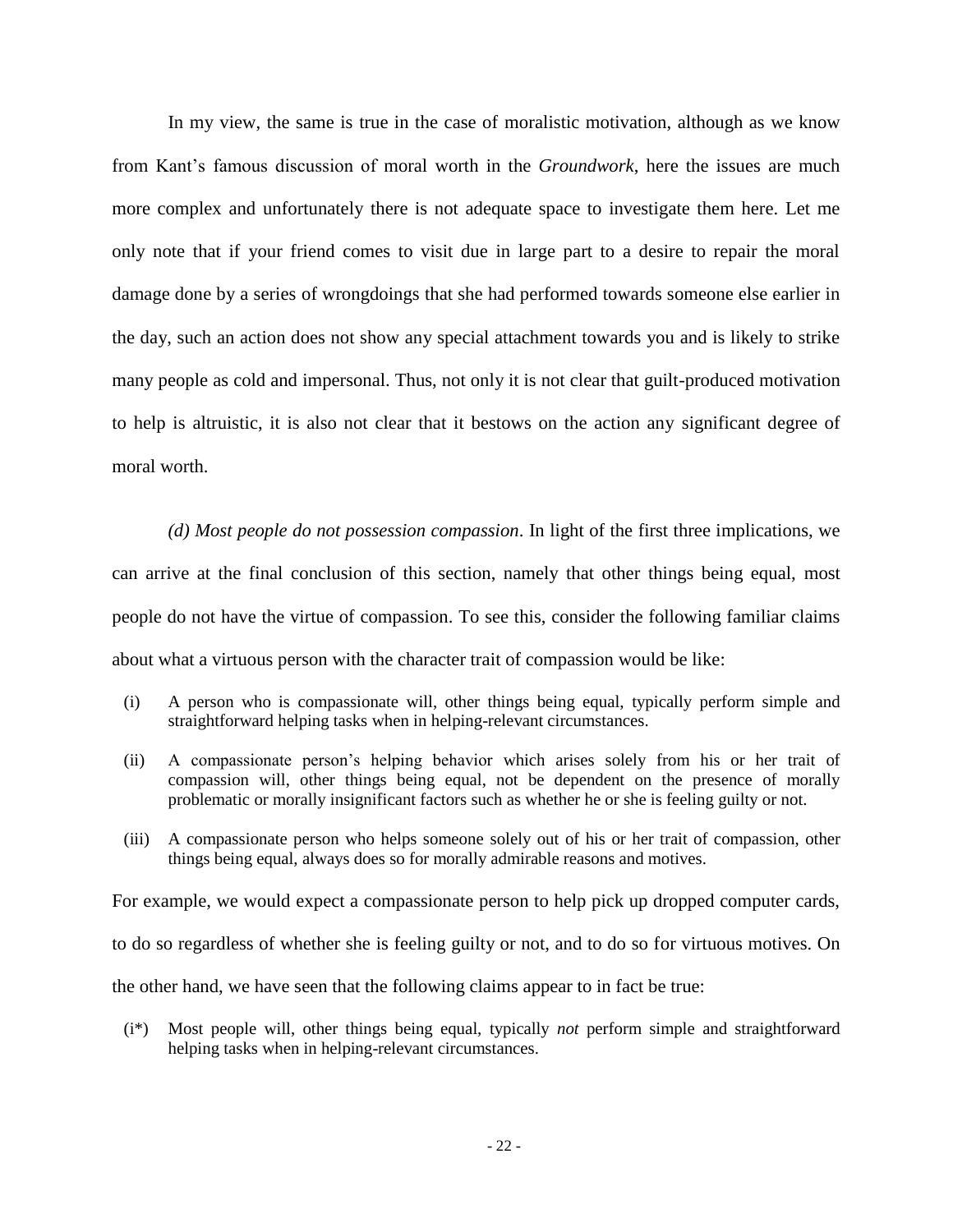In my view, the same is true in the case of moralistic motivation, although as we know from Kant's famous discussion of moral worth in the *Groundwork*, here the issues are much more complex and unfortunately there is not adequate space to investigate them here. Let me only note that if your friend comes to visit due in large part to a desire to repair the moral damage done by a series of wrongdoings that she had performed towards someone else earlier in the day, such an action does not show any special attachment towards you and is likely to strike many people as cold and impersonal. Thus, not only it is not clear that guilt-produced motivation to help is altruistic, it is also not clear that it bestows on the action any significant degree of moral worth.

*(d) Most people do not possession compassion*. In light of the first three implications, we can arrive at the final conclusion of this section, namely that other things being equal, most people do not have the virtue of compassion. To see this, consider the following familiar claims about what a virtuous person with the character trait of compassion would be like:

(i) A person who is compassionate will, other things being equal, typically perform simple and straightforward helping tasks when in helping-relevant circumstances.

(ii) A compassionate person's helping behavior which arises solely from his or her trait of compassion will, other things being equal, not be dependent on the presence of morally problematic or morally insignificant factors such as whether he or she is feeling guilty or not.

(iii) A compassionate person who helps someone solely out of his or her trait of compassion, other things being equal, always does so for morally admirable reasons and motives.

For example, we would expect a compassionate person to help pick up dropped computer cards, to do so regardless of whether she is feeling guilty or not, and to do so for virtuous motives. On the other hand, we have seen that the following claims appear to in fact be true:

(i*) Most people will, other things being equal, typically *not* perform simple and straightforward helping tasks when in helping-relevant circumstances.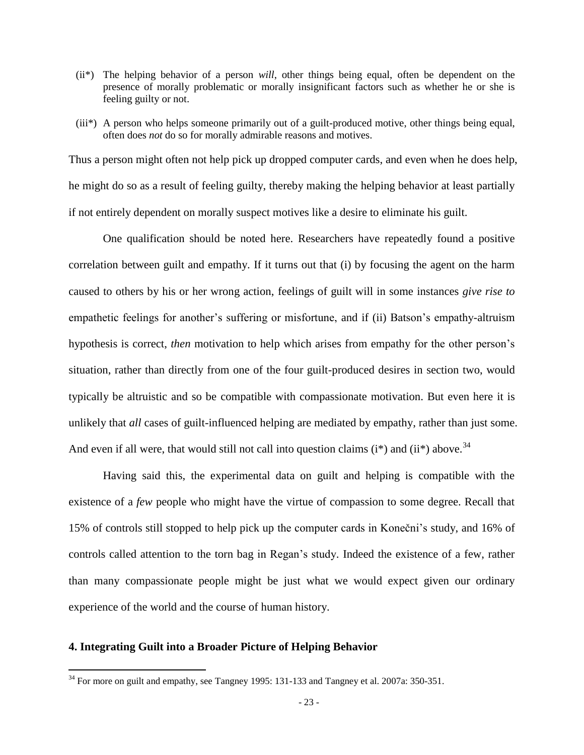(ii*) The helping behavior of a person *will*, other things being equal, often be dependent on the presence of morally problematic or morally insignificant factors such as whether he or she is feeling guilty or not.

(iii*) A person who helps someone primarily out of a guilt-produced motive, other things being equal, often does *not* do so for morally admirable reasons and motives.

Thus a person might often not help pick up dropped computer cards, and even when he does help, he might do so as a result of feeling guilty, thereby making the helping behavior at least partially if not entirely dependent on morally suspect motives like a desire to eliminate his guilt.

One qualification should be noted here. Researchers have repeatedly found a positive correlation between guilt and empathy. If it turns out that (i) by focusing the agent on the harm caused to others by his or her wrong action, feelings of guilt will in some instances *give rise to* empathetic feelings for another's suffering or misfortune, and if (ii) Batson's empathy-altruism hypothesis is correct, *then* motivation to help which arises from empathy for the other person's situation, rather than directly from one of the four guilt-produced desires in section two, would typically be altruistic and so be compatible with compassionate motivation. But even here it is unlikely that *all* cases of guilt-influenced helping are mediated by empathy, rather than just some. And even if all were, that would still not call into question claims (i*) and (ii*) above.[34]

Having said this, the experimental data on guilt and helping is compatible with the existence of a *few* people who might have the virtue of compassion to some degree. Recall that 15% of controls still stopped to help pick up the computer cards in Konečni's study, and 16% of controls called attention to the torn bag in Regan's study. Indeed the existence of a few, rather than many compassionate people might be just what we would expect given our ordinary experience of the world and the course of human history.

## 4. Integrating Guilt into a Broader Picture of Helping Behavior

[34] For more on guilt and empathy, see Tangney 1995: 131-133 and Tangney et al. 2007a: 350-351.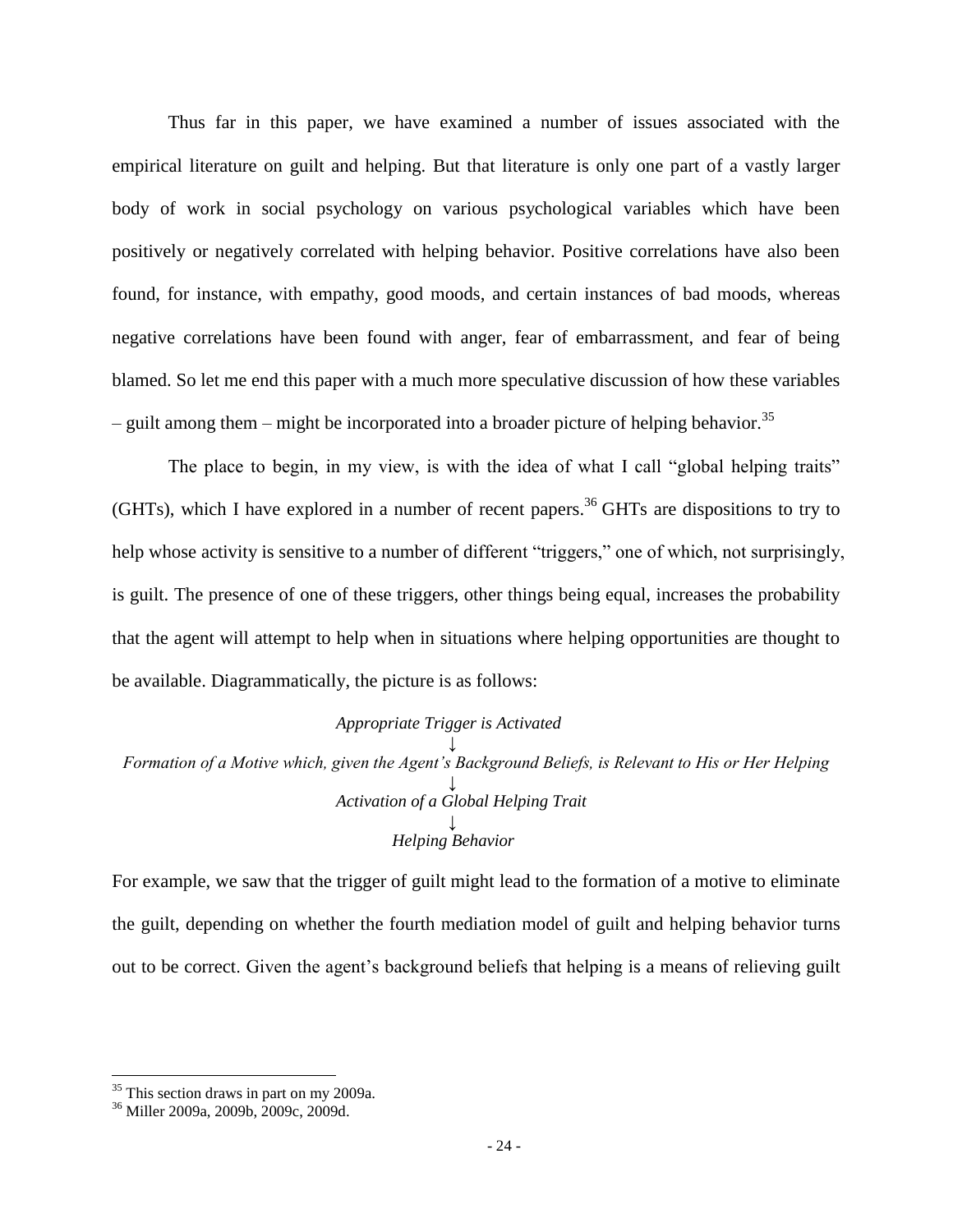Thus far in this paper, we have examined a number of issues associated with the empirical literature on guilt and helping. But that literature is only one part of a vastly larger body of work in social psychology on various psychological variables which have been positively or negatively correlated with helping behavior. Positive correlations have also been found, for instance, with empathy, good moods, and certain instances of bad moods, whereas negative correlations have been found with anger, fear of embarrassment, and fear of being blamed. So let me end this paper with a much more speculative discussion of how these variables – guilt among them – might be incorporated into a broader picture of helping behavior.[35]

The place to begin, in my view, is with the idea of what I call "global helping traits" (GHTs), which I have explored in a number of recent papers.[36] GHTs are dispositions to try to help whose activity is sensitive to a number of different "triggers," one of which, not surprisingly, is guilt. The presence of one of these triggers, other things being equal, increases the probability that the agent will attempt to help when in situations where helping opportunities are thought to be available. Diagrammatically, the picture is as follows:

*Appropriate Trigger is Activated*
↓
*Formation of a Motive which, given the Agent's Background Beliefs, is Relevant to His or Her Helping*
↓
*Activation of a Global Helping Trait*
↓
*Helping Behavior*

For example, we saw that the trigger of guilt might lead to the formation of a motive to eliminate the guilt, depending on whether the fourth mediation model of guilt and helping behavior turns out to be correct. Given the agent's background beliefs that helping is a means of relieving guilt

---

[35] This section draws in part on my 2009a.

[36] Miller 2009a, 2009b, 2009c, 2009d.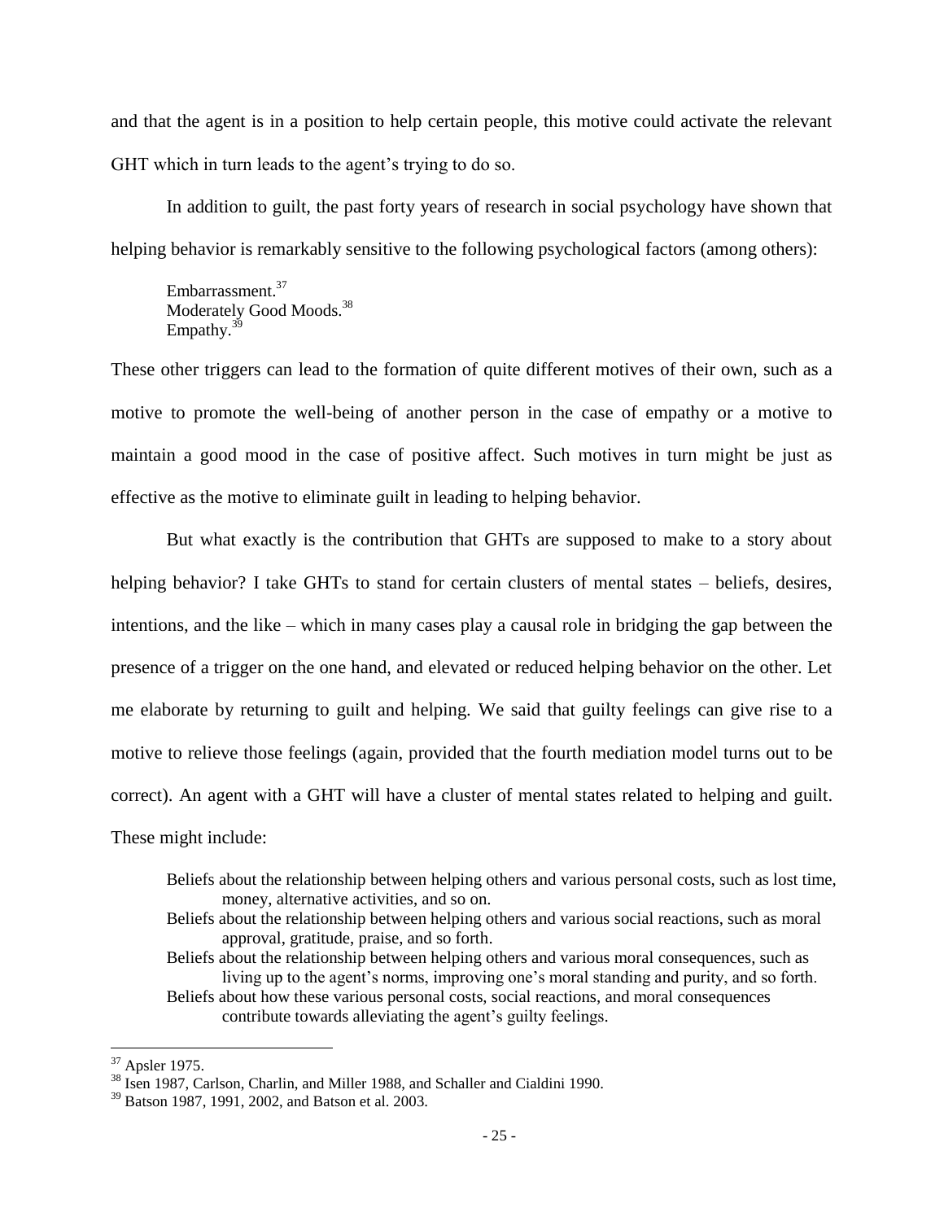and that the agent is in a position to help certain people, this motive could activate the relevant GHT which in turn leads to the agent's trying to do so.

In addition to guilt, the past forty years of research in social psychology have shown that helping behavior is remarkably sensitive to the following psychological factors (among others):

> Embarrassment.[37]
> Moderately Good Moods.[38]
> Empathy.[39]

These other triggers can lead to the formation of quite different motives of their own, such as a motive to promote the well-being of another person in the case of empathy or a motive to maintain a good mood in the case of positive affect. Such motives in turn might be just as effective as the motive to eliminate guilt in leading to helping behavior.

But what exactly is the contribution that GHTs are supposed to make to a story about helping behavior? I take GHTs to stand for certain clusters of mental states – beliefs, desires, intentions, and the like – which in many cases play a causal role in bridging the gap between the presence of a trigger on the one hand, and elevated or reduced helping behavior on the other. Let me elaborate by returning to guilt and helping. We said that guilty feelings can give rise to a motive to relieve those feelings (again, provided that the fourth mediation model turns out to be correct). An agent with a GHT will have a cluster of mental states related to helping and guilt. These might include:

> Beliefs about the relationship between helping others and various personal costs, such as lost time, money, alternative activities, and so on.
> Beliefs about the relationship between helping others and various social reactions, such as moral approval, gratitude, praise, and so forth.
> Beliefs about the relationship between helping others and various moral consequences, such as living up to the agent's norms, improving one's moral standing and purity, and so forth.
> Beliefs about how these various personal costs, social reactions, and moral consequences contribute towards alleviating the agent's guilty feelings.

---

[37] Apsler 1975.

[38] Isen 1987, Carlson, Charlin, and Miller 1988, and Schaller and Cialdini 1990.

[39] Batson 1987, 1991, 2002, and Batson et al. 2003.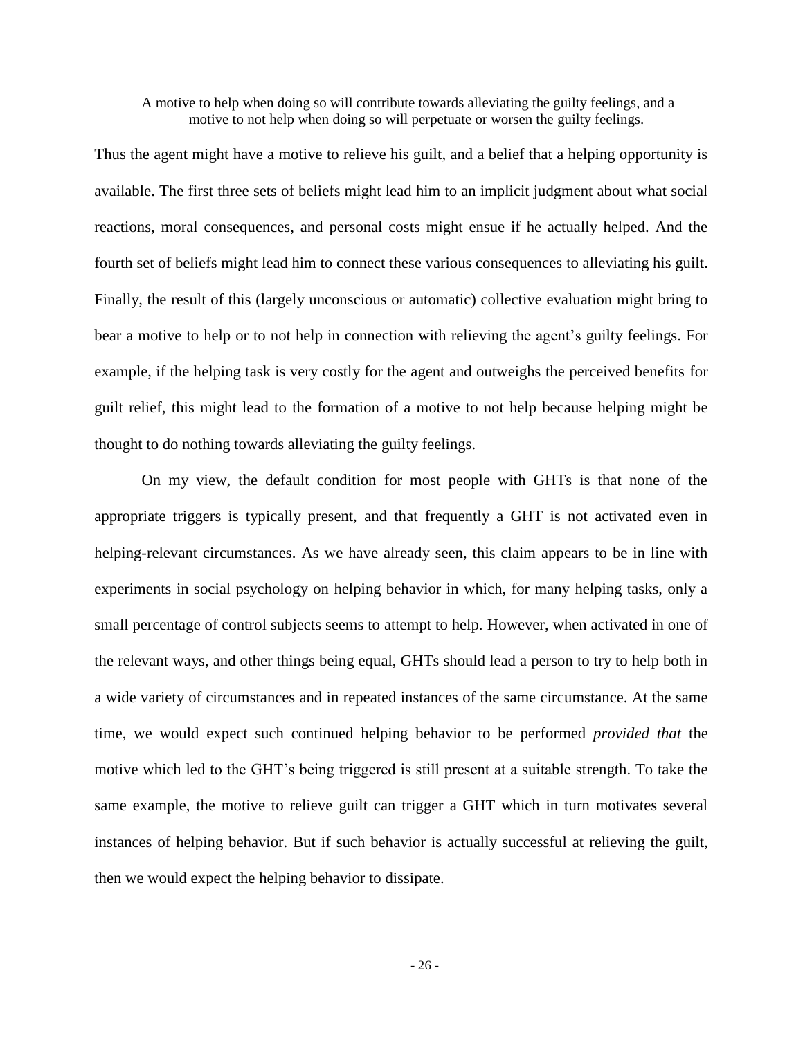A motive to help when doing so will contribute towards alleviating the guilty feelings, and a motive to not help when doing so will perpetuate or worsen the guilty feelings.

Thus the agent might have a motive to relieve his guilt, and a belief that a helping opportunity is available. The first three sets of beliefs might lead him to an implicit judgment about what social reactions, moral consequences, and personal costs might ensue if he actually helped. And the fourth set of beliefs might lead him to connect these various consequences to alleviating his guilt. Finally, the result of this (largely unconscious or automatic) collective evaluation might bring to bear a motive to help or to not help in connection with relieving the agent's guilty feelings. For example, if the helping task is very costly for the agent and outweighs the perceived benefits for guilt relief, this might lead to the formation of a motive to not help because helping might be thought to do nothing towards alleviating the guilty feelings.

On my view, the default condition for most people with GHTs is that none of the appropriate triggers is typically present, and that frequently a GHT is not activated even in helping-relevant circumstances. As we have already seen, this claim appears to be in line with experiments in social psychology on helping behavior in which, for many helping tasks, only a small percentage of control subjects seems to attempt to help. However, when activated in one of the relevant ways, and other things being equal, GHTs should lead a person to try to help both in a wide variety of circumstances and in repeated instances of the same circumstance. At the same time, we would expect such continued helping behavior to be performed *provided that* the motive which led to the GHT's being triggered is still present at a suitable strength. To take the same example, the motive to relieve guilt can trigger a GHT which in turn motivates several instances of helping behavior. But if such behavior is actually successful at relieving the guilt, then we would expect the helping behavior to dissipate.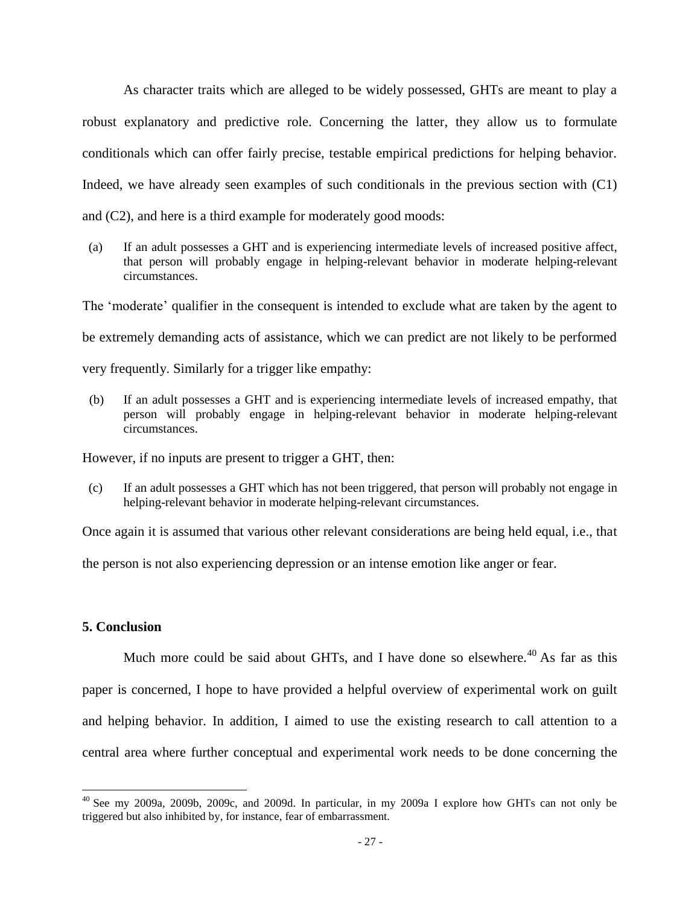As character traits which are alleged to be widely possessed, GHTs are meant to play a robust explanatory and predictive role. Concerning the latter, they allow us to formulate conditionals which can offer fairly precise, testable empirical predictions for helping behavior. Indeed, we have already seen examples of such conditionals in the previous section with (C1) and (C2), and here is a third example for moderately good moods:

> (a) If an adult possesses a GHT and is experiencing intermediate levels of increased positive affect, that person will probably engage in helping-relevant behavior in moderate helping-relevant circumstances.

The 'moderate' qualifier in the consequent is intended to exclude what are taken by the agent to be extremely demanding acts of assistance, which we can predict are not likely to be performed very frequently. Similarly for a trigger like empathy:

> (b) If an adult possesses a GHT and is experiencing intermediate levels of increased empathy, that person will probably engage in helping-relevant behavior in moderate helping-relevant circumstances.

However, if no inputs are present to trigger a GHT, then:

> (c) If an adult possesses a GHT which has not been triggered, that person will probably not engage in helping-relevant behavior in moderate helping-relevant circumstances.

Once again it is assumed that various other relevant considerations are being held equal, i.e., that the person is not also experiencing depression or an intense emotion like anger or fear.

## 5. Conclusion

Much more could be said about GHTs, and I have done so elsewhere.[40] As far as this paper is concerned, I hope to have provided a helpful overview of experimental work on guilt and helping behavior. In addition, I aimed to use the existing research to call attention to a central area where further conceptual and experimental work needs to be done concerning the

---

[40] See my 2009a, 2009b, 2009c, and 2009d. In particular, in my 2009a I explore how GHTs can not only be triggered but also inhibited by, for instance, fear of embarrassment.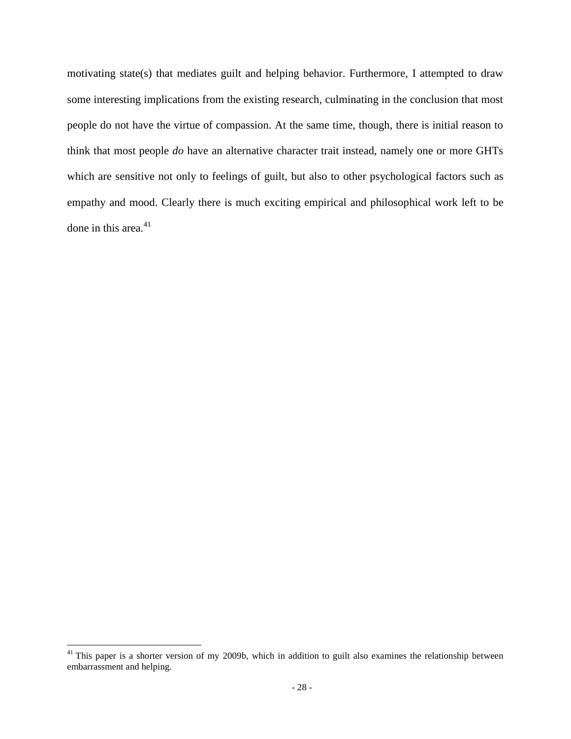motivating state(s) that mediates guilt and helping behavior. Furthermore, I attempted to draw some interesting implications from the existing research, culminating in the conclusion that most people do not have the virtue of compassion. At the same time, though, there is initial reason to think that most people *do* have an alternative character trait instead, namely one or more GHTs which are sensitive not only to feelings of guilt, but also to other psychological factors such as empathy and mood. Clearly there is much exciting empirical and philosophical work left to be done in this area.[41]

---

[41] This paper is a shorter version of my 2009b, which in addition to guilt also examines the relationship between embarrassment and helping.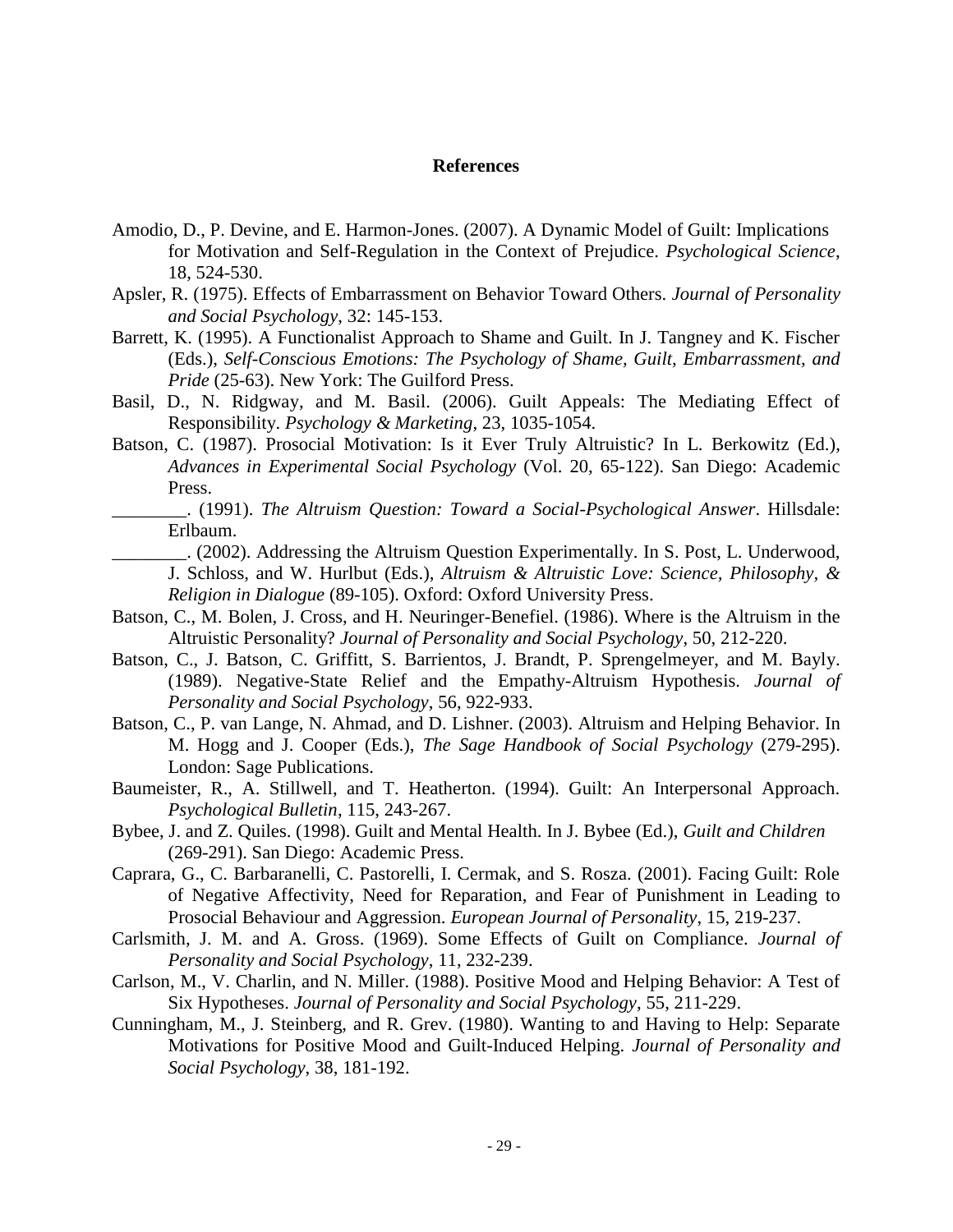**References**

Amodio, D., P. Devine, and E. Harmon-Jones. (2007). A Dynamic Model of Guilt: Implications for Motivation and Self-Regulation in the Context of Prejudice. *Psychological Science*, 18, 524-530.

Apsler, R. (1975). Effects of Embarrassment on Behavior Toward Others. *Journal of Personality and Social Psychology*, 32: 145-153.

Barrett, K. (1995). A Functionalist Approach to Shame and Guilt. In J. Tangney and K. Fischer (Eds.), *Self-Conscious Emotions: The Psychology of Shame, Guilt, Embarrassment, and Pride* (25-63). New York: The Guilford Press.

Basil, D., N. Ridgway, and M. Basil. (2006). Guilt Appeals: The Mediating Effect of Responsibility. *Psychology & Marketing*, 23, 1035-1054.

Batson, C. (1987). Prosocial Motivation: Is it Ever Truly Altruistic? In L. Berkowitz (Ed.), *Advances in Experimental Social Psychology* (Vol. 20, 65-122). San Diego: Academic Press.

________. (1991). *The Altruism Question: Toward a Social-Psychological Answer*. Hillsdale: Erlbaum.

________. (2002). Addressing the Altruism Question Experimentally. In S. Post, L. Underwood, J. Schloss, and W. Hurlbut (Eds.), *Altruism & Altruistic Love: Science, Philosophy, & Religion in Dialogue* (89-105). Oxford: Oxford University Press.

Batson, C., M. Bolen, J. Cross, and H. Neuringer-Benefiel. (1986). Where is the Altruism in the Altruistic Personality? *Journal of Personality and Social Psychology*, 50, 212-220.

Batson, C., J. Batson, C. Griffitt, S. Barrientos, J. Brandt, P. Sprengelmeyer, and M. Bayly. (1989). Negative-State Relief and the Empathy-Altruism Hypothesis. *Journal of Personality and Social Psychology*, 56, 922-933.

Batson, C., P. van Lange, N. Ahmad, and D. Lishner. (2003). Altruism and Helping Behavior. In M. Hogg and J. Cooper (Eds.), *The Sage Handbook of Social Psychology* (279-295). London: Sage Publications.

Baumeister, R., A. Stillwell, and T. Heatherton. (1994). Guilt: An Interpersonal Approach. *Psychological Bulletin*, 115, 243-267.

Bybee, J. and Z. Quiles. (1998). Guilt and Mental Health. In J. Bybee (Ed.), *Guilt and Children* (269-291). San Diego: Academic Press.

Caprara, G., C. Barbaranelli, C. Pastorelli, I. Cermak, and S. Rosza. (2001). Facing Guilt: Role of Negative Affectivity, Need for Reparation, and Fear of Punishment in Leading to Prosocial Behaviour and Aggression. *European Journal of Personality*, 15, 219-237.

Carlsmith, J. M. and A. Gross. (1969). Some Effects of Guilt on Compliance. *Journal of Personality and Social Psychology*, 11, 232-239.

Carlson, M., V. Charlin, and N. Miller. (1988). Positive Mood and Helping Behavior: A Test of Six Hypotheses. *Journal of Personality and Social Psychology*, 55, 211-229.

Cunningham, M., J. Steinberg, and R. Grev. (1980). Wanting to and Having to Help: Separate Motivations for Positive Mood and Guilt-Induced Helping. *Journal of Personality and Social Psychology*, 38, 181-192.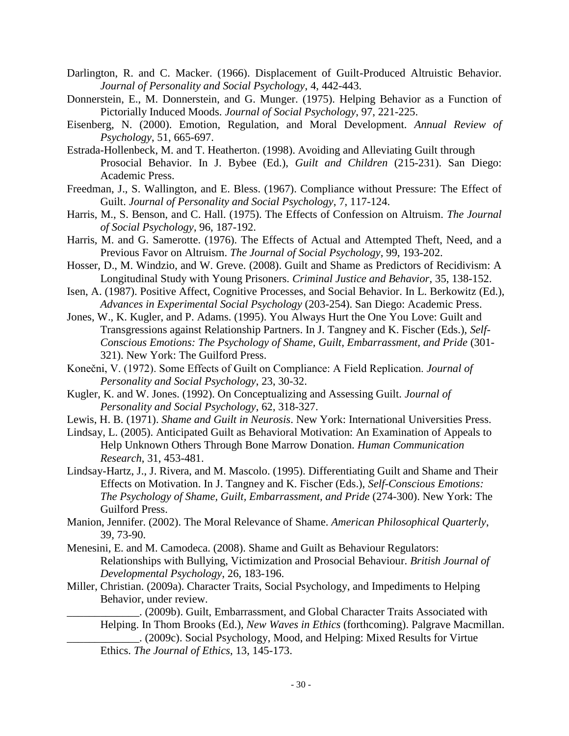Darlington, R. and C. Macker. (1966). Displacement of Guilt-Produced Altruistic Behavior. *Journal of Personality and Social Psychology*, 4, 442-443.

Donnerstein, E., M. Donnerstein, and G. Munger. (1975). Helping Behavior as a Function of Pictorially Induced Moods. *Journal of Social Psychology*, 97, 221-225.

Eisenberg, N. (2000). Emotion, Regulation, and Moral Development. *Annual Review of Psychology*, 51, 665-697.

Estrada-Hollenbeck, M. and T. Heatherton. (1998). Avoiding and Alleviating Guilt through Prosocial Behavior. In J. Bybee (Ed.), *Guilt and Children* (215-231). San Diego: Academic Press.

Freedman, J., S. Wallington, and E. Bless. (1967). Compliance without Pressure: The Effect of Guilt. *Journal of Personality and Social Psychology*, 7, 117-124.

Harris, M., S. Benson, and C. Hall. (1975). The Effects of Confession on Altruism. *The Journal of Social Psychology*, 96, 187-192.

Harris, M. and G. Samerotte. (1976). The Effects of Actual and Attempted Theft, Need, and a Previous Favor on Altruism. *The Journal of Social Psychology*, 99, 193-202.

Hosser, D., M. Windzio, and W. Greve. (2008). Guilt and Shame as Predictors of Recidivism: A Longitudinal Study with Young Prisoners. *Criminal Justice and Behavior*, 35, 138-152.

Isen, A. (1987). Positive Affect, Cognitive Processes, and Social Behavior. In L. Berkowitz (Ed.), *Advances in Experimental Social Psychology* (203-254). San Diego: Academic Press.

Jones, W., K. Kugler, and P. Adams. (1995). You Always Hurt the One You Love: Guilt and Transgressions against Relationship Partners. In J. Tangney and K. Fischer (Eds.), *Self-Conscious Emotions: The Psychology of Shame, Guilt, Embarrassment, and Pride* (301-321). New York: The Guilford Press.

Konečni, V. (1972). Some Effects of Guilt on Compliance: A Field Replication. *Journal of Personality and Social Psychology*, 23, 30-32.

Kugler, K. and W. Jones. (1992). On Conceptualizing and Assessing Guilt. *Journal of Personality and Social Psychology*, 62, 318-327.

Lewis, H. B. (1971). *Shame and Guilt in Neurosis*. New York: International Universities Press.

Lindsay, L. (2005). Anticipated Guilt as Behavioral Motivation: An Examination of Appeals to Help Unknown Others Through Bone Marrow Donation. *Human Communication Research*, 31, 453-481.

Lindsay-Hartz, J., J. Rivera, and M. Mascolo. (1995). Differentiating Guilt and Shame and Their Effects on Motivation. In J. Tangney and K. Fischer (Eds.), *Self-Conscious Emotions: The Psychology of Shame, Guilt, Embarrassment, and Pride* (274-300). New York: The Guilford Press.

Manion, Jennifer. (2002). The Moral Relevance of Shame. *American Philosophical Quarterly*, 39, 73-90.

Menesini, E. and M. Camodeca. (2008). Shame and Guilt as Behaviour Regulators: Relationships with Bullying, Victimization and Prosocial Behaviour. *British Journal of Developmental Psychology*, 26, 183-196.

Miller, Christian. (2009a). Character Traits, Social Psychology, and Impediments to Helping Behavior, under review.

_____________. (2009b). Guilt, Embarrassment, and Global Character Traits Associated with Helping. In Thom Brooks (Ed.), *New Waves in Ethics* (forthcoming). Palgrave Macmillan.

_____________. (2009c). Social Psychology, Mood, and Helping: Mixed Results for Virtue Ethics. *The Journal of Ethics*, 13, 145-173.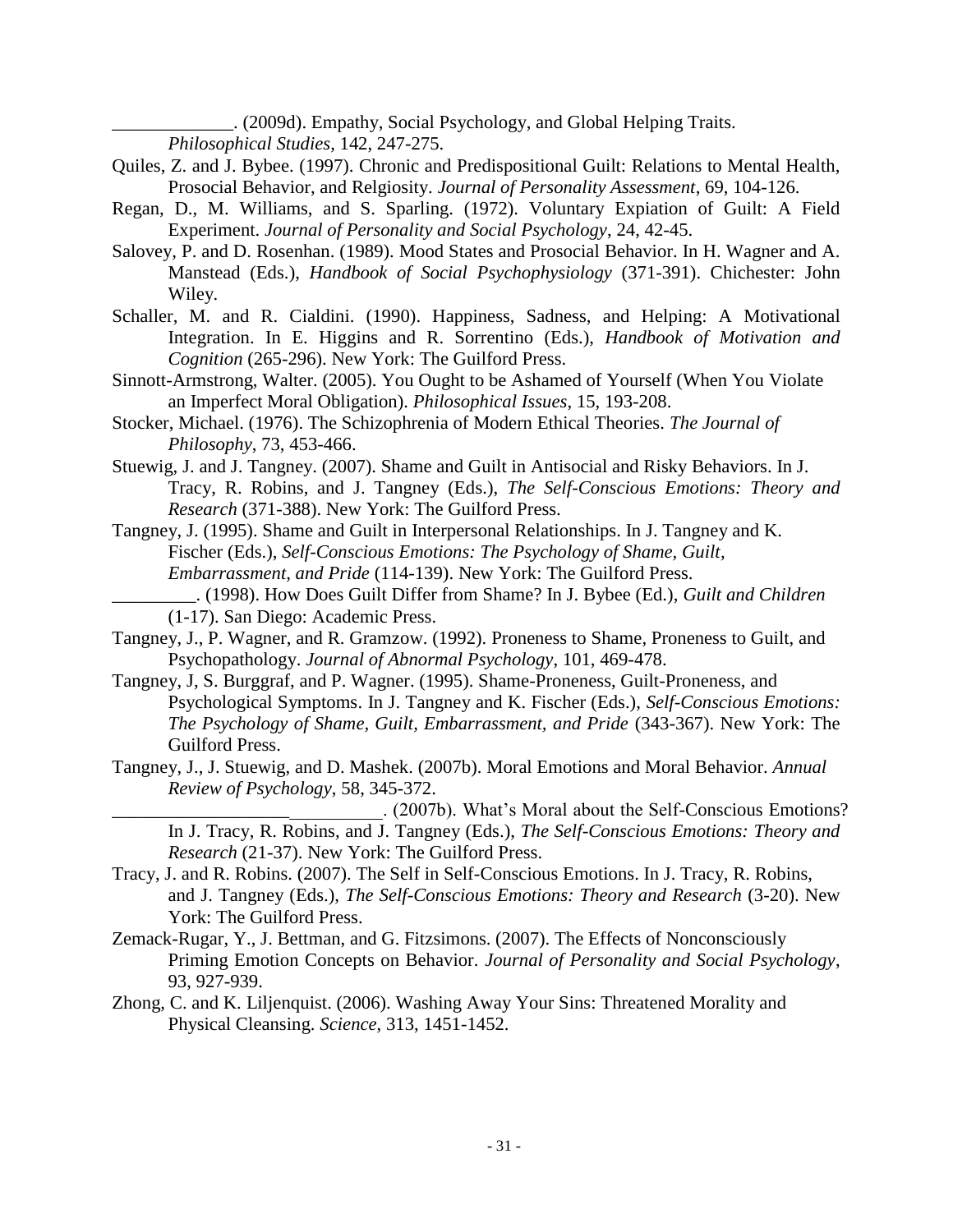_____________. (2009d). Empathy, Social Psychology, and Global Helping Traits. *Philosophical Studies*, 142, 247-275.

Quiles, Z. and J. Bybee. (1997). Chronic and Predispositional Guilt: Relations to Mental Health, Prosocial Behavior, and Relgiosity. *Journal of Personality Assessment*, 69, 104-126.

Regan, D., M. Williams, and S. Sparling. (1972). Voluntary Expiation of Guilt: A Field Experiment. *Journal of Personality and Social Psychology*, 24, 42-45.

Salovey, P. and D. Rosenhan. (1989). Mood States and Prosocial Behavior. In H. Wagner and A. Manstead (Eds.), *Handbook of Social Psychophysiology* (371-391). Chichester: John Wiley.

Schaller, M. and R. Cialdini. (1990). Happiness, Sadness, and Helping: A Motivational Integration. In E. Higgins and R. Sorrentino (Eds.), *Handbook of Motivation and Cognition* (265-296). New York: The Guilford Press.

Sinnott-Armstrong, Walter. (2005). You Ought to be Ashamed of Yourself (When You Violate an Imperfect Moral Obligation). *Philosophical Issues*, 15, 193-208.

Stocker, Michael. (1976). The Schizophrenia of Modern Ethical Theories. *The Journal of Philosophy*, 73, 453-466.

Stuewig, J. and J. Tangney. (2007). Shame and Guilt in Antisocial and Risky Behaviors. In J. Tracy, R. Robins, and J. Tangney (Eds.), *The Self-Conscious Emotions: Theory and Research* (371-388). New York: The Guilford Press.

Tangney, J. (1995). Shame and Guilt in Interpersonal Relationships. In J. Tangney and K. Fischer (Eds.), *Self-Conscious Emotions: The Psychology of Shame, Guilt, Embarrassment, and Pride* (114-139). New York: The Guilford Press.

_________. (1998). How Does Guilt Differ from Shame? In J. Bybee (Ed.), *Guilt and Children* (1-17). San Diego: Academic Press.

Tangney, J., P. Wagner, and R. Gramzow. (1992). Proneness to Shame, Proneness to Guilt, and Psychopathology. *Journal of Abnormal Psychology*, 101, 469-478.

Tangney, J, S. Burggraf, and P. Wagner. (1995). Shame-Proneness, Guilt-Proneness, and Psychological Symptoms. In J. Tangney and K. Fischer (Eds.), *Self-Conscious Emotions: The Psychology of Shame, Guilt, Embarrassment, and Pride* (343-367). New York: The Guilford Press.

Tangney, J., J. Stuewig, and D. Mashek. (2007b). Moral Emotions and Moral Behavior. *Annual Review of Psychology*, 58, 345-372.

_____________________________. (2007b). What's Moral about the Self-Conscious Emotions? In J. Tracy, R. Robins, and J. Tangney (Eds.), *The Self-Conscious Emotions: Theory and Research* (21-37). New York: The Guilford Press.

Tracy, J. and R. Robins. (2007). The Self in Self-Conscious Emotions. In J. Tracy, R. Robins, and J. Tangney (Eds.), *The Self-Conscious Emotions: Theory and Research* (3-20). New York: The Guilford Press.

Zemack-Rugar, Y., J. Bettman, and G. Fitzsimons. (2007). The Effects of Nonconsciously Priming Emotion Concepts on Behavior. *Journal of Personality and Social Psychology*, 93, 927-939.

Zhong, C. and K. Liljenquist. (2006). Washing Away Your Sins: Threatened Morality and Physical Cleansing. *Science*, 313, 1451-1452.